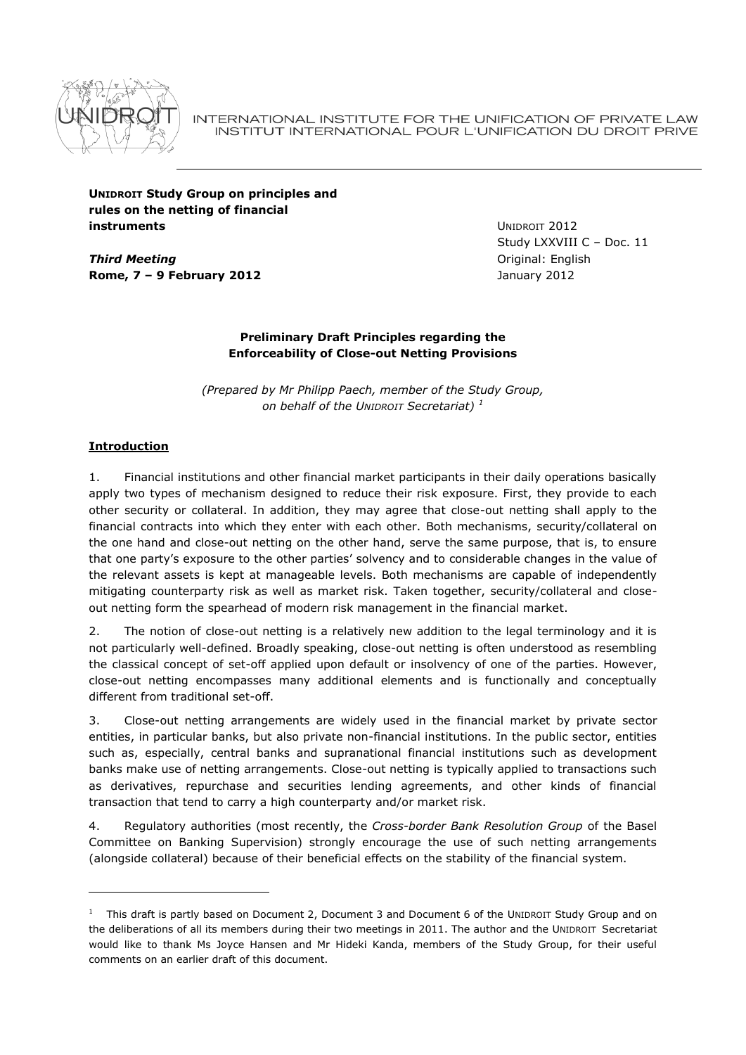INTERNATIONAL INSTITUTE FOR THE UNIFICATION OF PRIVATE LAW
INSTITUT INTERNATIONAL POUR L'UNIFICATION DU DROIT PRIVE

**UNIDROIT Study Group on principles and rules on the netting of financial instruments**

***Third Meeting***
**Rome, 7 – 9 February 2012**

UNIDROIT 2012
Study LXXVIII C – Doc. 11
Original: English
January 2012

**Preliminary Draft Principles regarding the Enforceability of Close-out Netting Provisions**

*(Prepared by Mr Philipp Paech, member of the Study Group, on behalf of the UNIDROIT Secretariat)* [1]

## Introduction

1. Financial institutions and other financial market participants in their daily operations basically apply two types of mechanism designed to reduce their risk exposure. First, they provide to each other security or collateral. In addition, they may agree that close-out netting shall apply to the financial contracts into which they enter with each other. Both mechanisms, security/collateral on the one hand and close-out netting on the other hand, serve the same purpose, that is, to ensure that one party's exposure to the other parties' solvency and to considerable changes in the value of the relevant assets is kept at manageable levels. Both mechanisms are capable of independently mitigating counterparty risk as well as market risk. Taken together, security/collateral and close-out netting form the spearhead of modern risk management in the financial market.

2. The notion of close-out netting is a relatively new addition to the legal terminology and it is not particularly well-defined. Broadly speaking, close-out netting is often understood as resembling the classical concept of set-off applied upon default or insolvency of one of the parties. However, close-out netting encompasses many additional elements and is functionally and conceptually different from traditional set-off.

3. Close-out netting arrangements are widely used in the financial market by private sector entities, in particular banks, but also private non-financial institutions. In the public sector, entities such as, especially, central banks and supranational financial institutions such as development banks make use of netting arrangements. Close-out netting is typically applied to transactions such as derivatives, repurchase and securities lending agreements, and other kinds of financial transaction that tend to carry a high counterparty and/or market risk.

4. Regulatory authorities (most recently, the *Cross-border Bank Resolution Group* of the Basel Committee on Banking Supervision) strongly encourage the use of such netting arrangements (alongside collateral) because of their beneficial effects on the stability of the financial system.

---

[1] This draft is partly based on Document 2, Document 3 and Document 6 of the UNIDROIT Study Group and on the deliberations of all its members during their two meetings in 2011. The author and the UNIDROIT Secretariat would like to thank Ms Joyce Hansen and Mr Hideki Kanda, members of the Study Group, for their useful comments on an earlier draft of this document.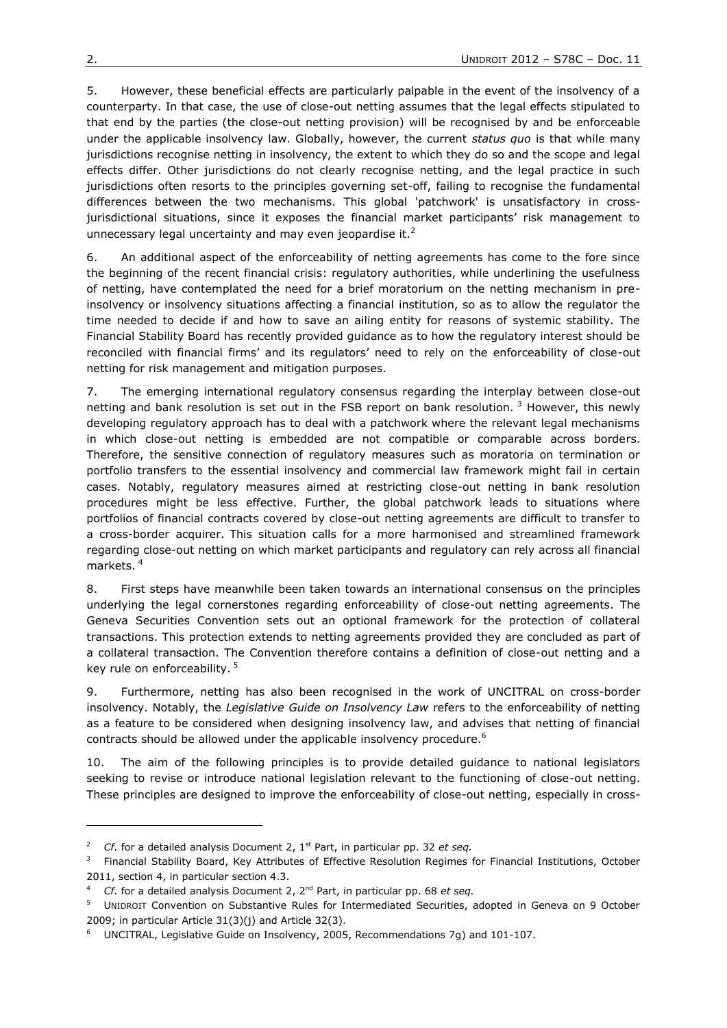5. However, these beneficial effects are particularly palpable in the event of the insolvency of a counterparty. In that case, the use of close-out netting assumes that the legal effects stipulated to that end by the parties (the close-out netting provision) will be recognised by and be enforceable under the applicable insolvency law. Globally, however, the current *status quo* is that while many jurisdictions recognise netting in insolvency, the extent to which they do so and the scope and legal effects differ. Other jurisdictions do not clearly recognise netting, and the legal practice in such jurisdictions often resorts to the principles governing set-off, failing to recognise the fundamental differences between the two mechanisms. This global 'patchwork' is unsatisfactory in cross-jurisdictional situations, since it exposes the financial market participants' risk management to unnecessary legal uncertainty and may even jeopardise it.[2]

6. An additional aspect of the enforceability of netting agreements has come to the fore since the beginning of the recent financial crisis: regulatory authorities, while underlining the usefulness of netting, have contemplated the need for a brief moratorium on the netting mechanism in pre-insolvency or insolvency situations affecting a financial institution, so as to allow the regulator the time needed to decide if and how to save an ailing entity for reasons of systemic stability. The Financial Stability Board has recently provided guidance as to how the regulatory interest should be reconciled with financial firms' and its regulators' need to rely on the enforceability of close-out netting for risk management and mitigation purposes.

7. The emerging international regulatory consensus regarding the interplay between close-out netting and bank resolution is set out in the FSB report on bank resolution. [3] However, this newly developing regulatory approach has to deal with a patchwork where the relevant legal mechanisms in which close-out netting is embedded are not compatible or comparable across borders. Therefore, the sensitive connection of regulatory measures such as moratoria on termination or portfolio transfers to the essential insolvency and commercial law framework might fail in certain cases. Notably, regulatory measures aimed at restricting close-out netting in bank resolution procedures might be less effective. Further, the global patchwork leads to situations where portfolios of financial contracts covered by close-out netting agreements are difficult to transfer to a cross-border acquirer. This situation calls for a more harmonised and streamlined framework regarding close-out netting on which market participants and regulatory can rely across all financial markets. [4]

8. First steps have meanwhile been taken towards an international consensus on the principles underlying the legal cornerstones regarding enforceability of close-out netting agreements. The Geneva Securities Convention sets out an optional framework for the protection of collateral transactions. This protection extends to netting agreements provided they are concluded as part of a collateral transaction. The Convention therefore contains a definition of close-out netting and a key rule on enforceability. [5]

9. Furthermore, netting has also been recognised in the work of UNCITRAL on cross-border insolvency. Notably, the *Legislative Guide on Insolvency Law* refers to the enforceability of netting as a feature to be considered when designing insolvency law, and advises that netting of financial contracts should be allowed under the applicable insolvency procedure.[6]

10. The aim of the following principles is to provide detailed guidance to national legislators seeking to revise or introduce national legislation relevant to the functioning of close-out netting. These principles are designed to improve the enforceability of close-out netting, especially in cross-

---

[2] *Cf.* for a detailed analysis Document 2, 1st Part, in particular pp. 32 *et seq.*

[3] Financial Stability Board, Key Attributes of Effective Resolution Regimes for Financial Institutions, October 2011, section 4, in particular section 4.3.

[4] *Cf.* for a detailed analysis Document 2, 2nd Part, in particular pp. 68 *et seq.*

[5] UNIDROIT Convention on Substantive Rules for Intermediated Securities, adopted in Geneva on 9 October 2009; in particular Article 31(3)(j) and Article 32(3).

[6] UNCITRAL, Legislative Guide on Insolvency, 2005, Recommendations 7g) and 101-107.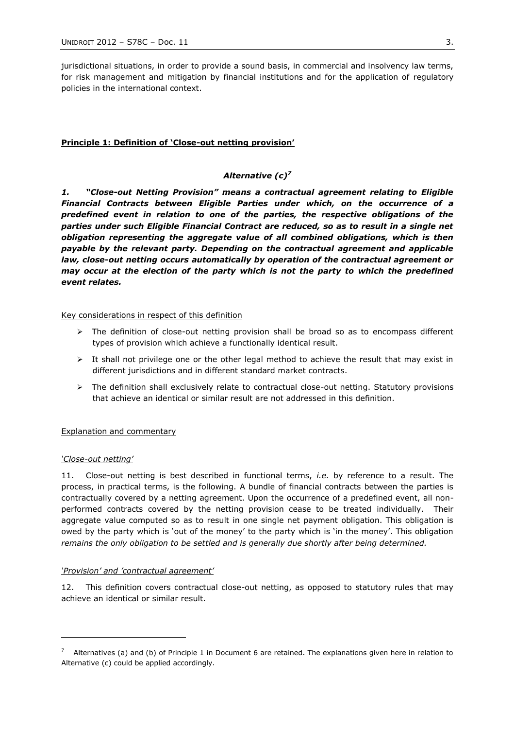jurisdictional situations, in order to provide a sound basis, in commercial and insolvency law terms, for risk management and mitigation by financial institutions and for the application of regulatory policies in the international context.

## Principle 1: Definition of 'Close-out netting provision'

### *Alternative (c)*[7]

***1. "Close-out Netting Provision" means a contractual agreement relating to Eligible Financial Contracts between Eligible Parties under which, on the occurrence of a predefined event in relation to one of the parties, the respective obligations of the parties under such Eligible Financial Contract are reduced, so as to result in a single net obligation representing the aggregate value of all combined obligations, which is then payable by the relevant party. Depending on the contractual agreement and applicable law, close-out netting occurs automatically by operation of the contractual agreement or may occur at the election of the party which is not the party to which the predefined event relates.***

Key considerations in respect of this definition

- The definition of close-out netting provision shall be broad so as to encompass different types of provision which achieve a functionally identical result.
- It shall not privilege one or the other legal method to achieve the result that may exist in different jurisdictions and in different standard market contracts.
- The definition shall exclusively relate to contractual close-out netting. Statutory provisions that achieve an identical or similar result are not addressed in this definition.

Explanation and commentary

*'Close-out netting'*

11. Close-out netting is best described in functional terms, *i.e.* by reference to a result. The process, in practical terms, is the following. A bundle of financial contracts between the parties is contractually covered by a netting agreement. Upon the occurrence of a predefined event, all non-performed contracts covered by the netting provision cease to be treated individually. Their aggregate value computed so as to result in one single net payment obligation. This obligation is owed by the party which is 'out of the money' to the party which is 'in the money'. This obligation *remains the only obligation to be settled and is generally due shortly after being determined.*

*'Provision' and 'contractual agreement'*

12. This definition covers contractual close-out netting, as opposed to statutory rules that may achieve an identical or similar result.

[7] Alternatives (a) and (b) of Principle 1 in Document 6 are retained. The explanations given here in relation to Alternative (c) could be applied accordingly.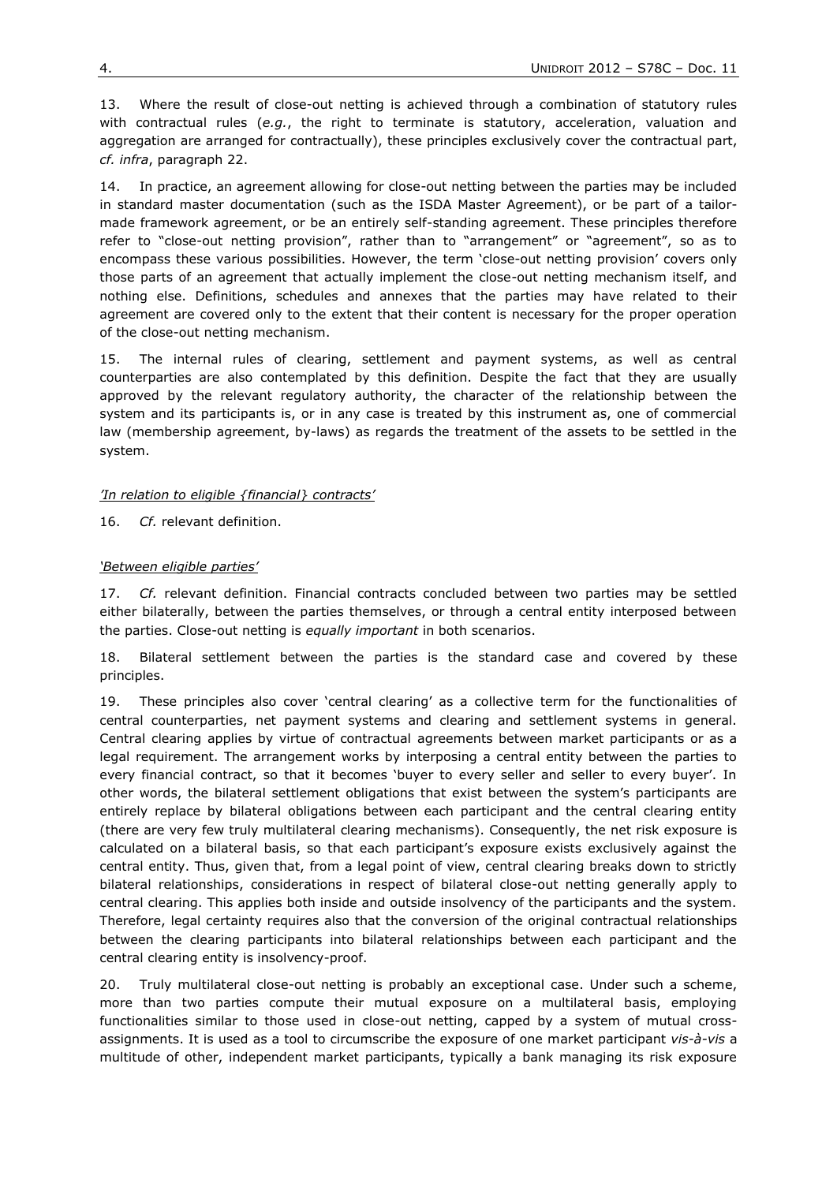13. Where the result of close-out netting is achieved through a combination of statutory rules with contractual rules (*e.g.*, the right to terminate is statutory, acceleration, valuation and aggregation are arranged for contractually), these principles exclusively cover the contractual part, *cf. infra*, paragraph 22.

14. In practice, an agreement allowing for close-out netting between the parties may be included in standard master documentation (such as the ISDA Master Agreement), or be part of a tailor-made framework agreement, or be an entirely self-standing agreement. These principles therefore refer to "close-out netting provision", rather than to "arrangement" or "agreement", so as to encompass these various possibilities. However, the term 'close-out netting provision' covers only those parts of an agreement that actually implement the close-out netting mechanism itself, and nothing else. Definitions, schedules and annexes that the parties may have related to their agreement are covered only to the extent that their content is necessary for the proper operation of the close-out netting mechanism.

15. The internal rules of clearing, settlement and payment systems, as well as central counterparties are also contemplated by this definition. Despite the fact that they are usually approved by the relevant regulatory authority, the character of the relationship between the system and its participants is, or in any case is treated by this instrument as, one of commercial law (membership agreement, by-laws) as regards the treatment of the assets to be settled in the system.

*'In relation to eligible {financial} contracts'*

16. *Cf.* relevant definition.

*'Between eligible parties'*

17. *Cf.* relevant definition. Financial contracts concluded between two parties may be settled either bilaterally, between the parties themselves, or through a central entity interposed between the parties. Close-out netting is *equally important* in both scenarios.

18. Bilateral settlement between the parties is the standard case and covered by these principles.

19. These principles also cover 'central clearing' as a collective term for the functionalities of central counterparties, net payment systems and clearing and settlement systems in general. Central clearing applies by virtue of contractual agreements between market participants or as a legal requirement. The arrangement works by interposing a central entity between the parties to every financial contract, so that it becomes 'buyer to every seller and seller to every buyer'. In other words, the bilateral settlement obligations that exist between the system's participants are entirely replace by bilateral obligations between each participant and the central clearing entity (there are very few truly multilateral clearing mechanisms). Consequently, the net risk exposure is calculated on a bilateral basis, so that each participant's exposure exists exclusively against the central entity. Thus, given that, from a legal point of view, central clearing breaks down to strictly bilateral relationships, considerations in respect of bilateral close-out netting generally apply to central clearing. This applies both inside and outside insolvency of the participants and the system. Therefore, legal certainty requires also that the conversion of the original contractual relationships between the clearing participants into bilateral relationships between each participant and the central clearing entity is insolvency-proof.

20. Truly multilateral close-out netting is probably an exceptional case. Under such a scheme, more than two parties compute their mutual exposure on a multilateral basis, employing functionalities similar to those used in close-out netting, capped by a system of mutual cross-assignments. It is used as a tool to circumscribe the exposure of one market participant *vis-à-vis* a multitude of other, independent market participants, typically a bank managing its risk exposure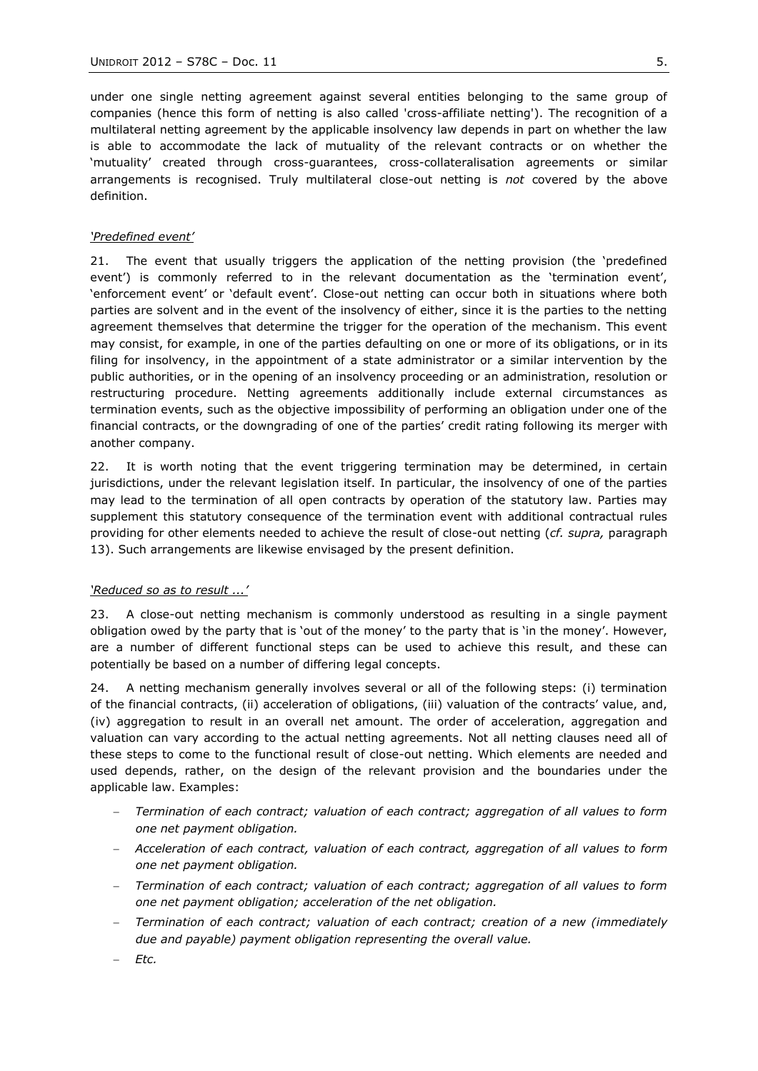under one single netting agreement against several entities belonging to the same group of companies (hence this form of netting is also called 'cross-affiliate netting'). The recognition of a multilateral netting agreement by the applicable insolvency law depends in part on whether the law is able to accommodate the lack of mutuality of the relevant contracts or on whether the 'mutuality' created through cross-guarantees, cross-collateralisation agreements or similar arrangements is recognised. Truly multilateral close-out netting is *not* covered by the above definition.

*'Predefined event'*

21. The event that usually triggers the application of the netting provision (the 'predefined event') is commonly referred to in the relevant documentation as the 'termination event', 'enforcement event' or 'default event'. Close-out netting can occur both in situations where both parties are solvent and in the event of the insolvency of either, since it is the parties to the netting agreement themselves that determine the trigger for the operation of the mechanism. This event may consist, for example, in one of the parties defaulting on one or more of its obligations, or in its filing for insolvency, in the appointment of a state administrator or a similar intervention by the public authorities, or in the opening of an insolvency proceeding or an administration, resolution or restructuring procedure. Netting agreements additionally include external circumstances as termination events, such as the objective impossibility of performing an obligation under one of the financial contracts, or the downgrading of one of the parties' credit rating following its merger with another company.

22. It is worth noting that the event triggering termination may be determined, in certain jurisdictions, under the relevant legislation itself. In particular, the insolvency of one of the parties may lead to the termination of all open contracts by operation of the statutory law. Parties may supplement this statutory consequence of the termination event with additional contractual rules providing for other elements needed to achieve the result of close-out netting (*cf. supra,* paragraph 13). Such arrangements are likewise envisaged by the present definition.

*'Reduced so as to result ...'*

23. A close-out netting mechanism is commonly understood as resulting in a single payment obligation owed by the party that is 'out of the money' to the party that is 'in the money'. However, are a number of different functional steps can be used to achieve this result, and these can potentially be based on a number of differing legal concepts.

24. A netting mechanism generally involves several or all of the following steps: (i) termination of the financial contracts, (ii) acceleration of obligations, (iii) valuation of the contracts' value, and, (iv) aggregation to result in an overall net amount. The order of acceleration, aggregation and valuation can vary according to the actual netting agreements. Not all netting clauses need all of these steps to come to the functional result of close-out netting. Which elements are needed and used depends, rather, on the design of the relevant provision and the boundaries under the applicable law. Examples:

- *Termination of each contract; valuation of each contract; aggregation of all values to form one net payment obligation.*
- *Acceleration of each contract, valuation of each contract, aggregation of all values to form one net payment obligation.*
- *Termination of each contract; valuation of each contract; aggregation of all values to form one net payment obligation; acceleration of the net obligation.*
- *Termination of each contract; valuation of each contract; creation of a new (immediately due and payable) payment obligation representing the overall value.*
- *Etc.*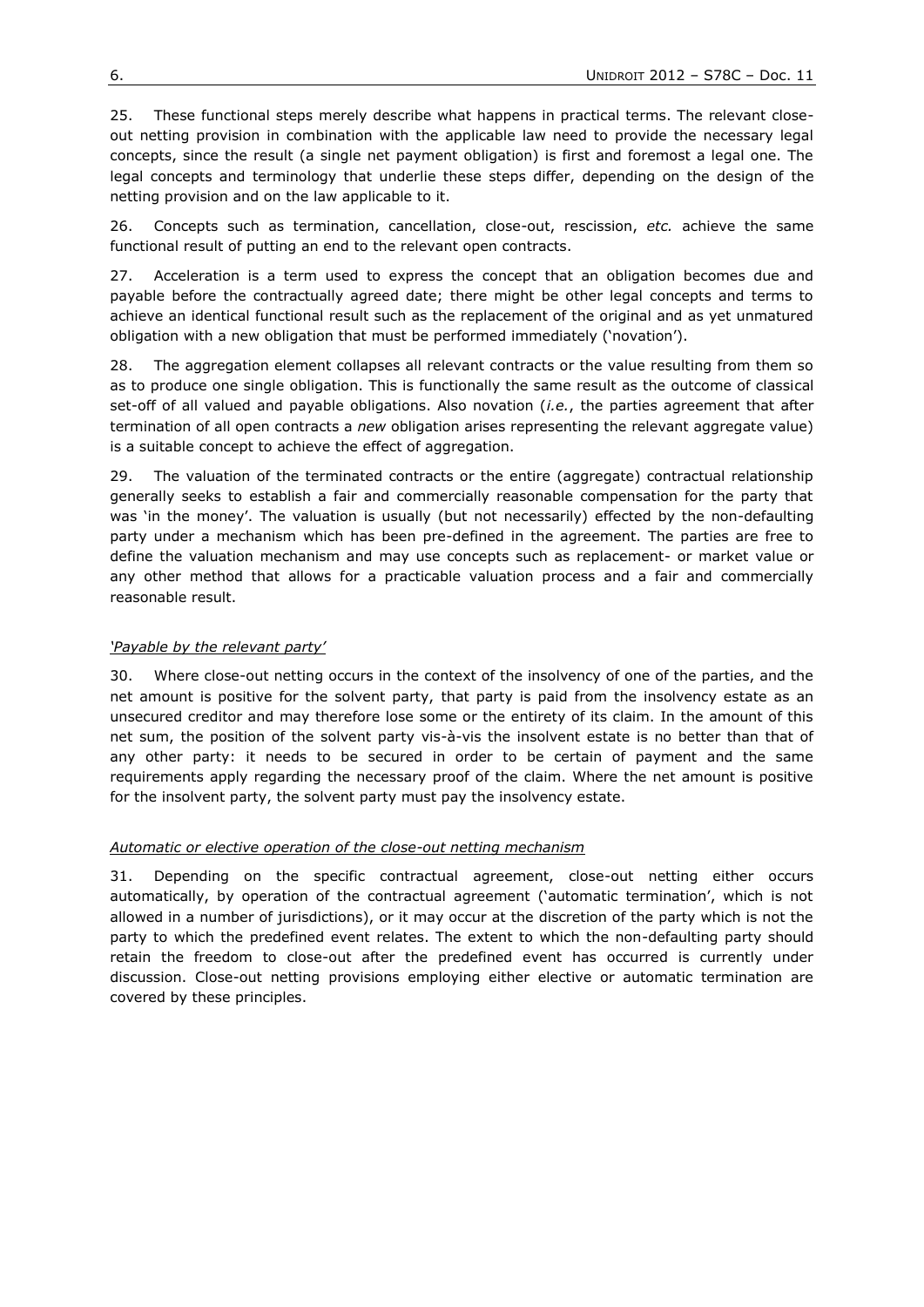25. These functional steps merely describe what happens in practical terms. The relevant close-out netting provision in combination with the applicable law need to provide the necessary legal concepts, since the result (a single net payment obligation) is first and foremost a legal one. The legal concepts and terminology that underlie these steps differ, depending on the design of the netting provision and on the law applicable to it.

26. Concepts such as termination, cancellation, close-out, rescission, *etc.* achieve the same functional result of putting an end to the relevant open contracts.

27. Acceleration is a term used to express the concept that an obligation becomes due and payable before the contractually agreed date; there might be other legal concepts and terms to achieve an identical functional result such as the replacement of the original and as yet unmatured obligation with a new obligation that must be performed immediately ('novation').

28. The aggregation element collapses all relevant contracts or the value resulting from them so as to produce one single obligation. This is functionally the same result as the outcome of classical set-off of all valued and payable obligations. Also novation (*i.e.*, the parties agreement that after termination of all open contracts a *new* obligation arises representing the relevant aggregate value) is a suitable concept to achieve the effect of aggregation.

29. The valuation of the terminated contracts or the entire (aggregate) contractual relationship generally seeks to establish a fair and commercially reasonable compensation for the party that was 'in the money'. The valuation is usually (but not necessarily) effected by the non-defaulting party under a mechanism which has been pre-defined in the agreement. The parties are free to define the valuation mechanism and may use concepts such as replacement- or market value or any other method that allows for a practicable valuation process and a fair and commercially reasonable result.

*'Payable by the relevant party'*

30. Where close-out netting occurs in the context of the insolvency of one of the parties, and the net amount is positive for the solvent party, that party is paid from the insolvency estate as an unsecured creditor and may therefore lose some or the entirety of its claim. In the amount of this net sum, the position of the solvent party vis-à-vis the insolvent estate is no better than that of any other party: it needs to be secured in order to be certain of payment and the same requirements apply regarding the necessary proof of the claim. Where the net amount is positive for the insolvent party, the solvent party must pay the insolvency estate.

*Automatic or elective operation of the close-out netting mechanism*

31. Depending on the specific contractual agreement, close-out netting either occurs automatically, by operation of the contractual agreement ('automatic termination', which is not allowed in a number of jurisdictions), or it may occur at the discretion of the party which is not the party to which the predefined event relates. The extent to which the non-defaulting party should retain the freedom to close-out after the predefined event has occurred is currently under discussion. Close-out netting provisions employing either elective or automatic termination are covered by these principles.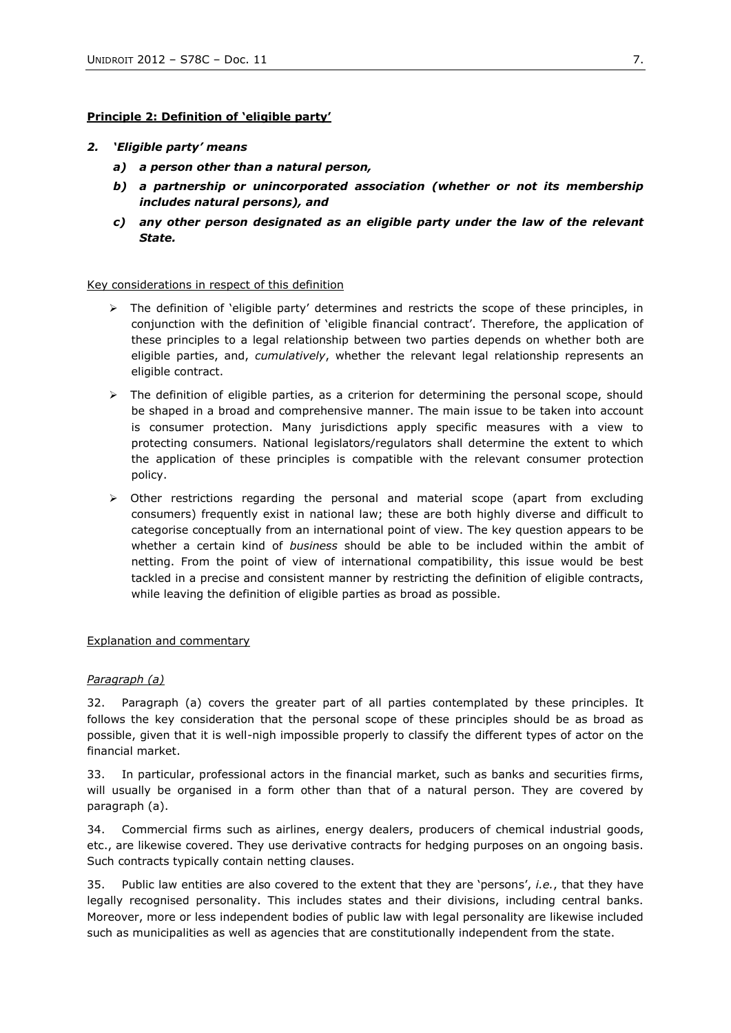**Principle 2: Definition of 'eligible party'**

***2. 'Eligible party' means***

- ***a) a person other than a natural person,***
- ***b) a partnership or unincorporated association (whether or not its membership includes natural persons), and***
- ***c) any other person designated as an eligible party under the law of the relevant State.***

Key considerations in respect of this definition

- The definition of 'eligible party' determines and restricts the scope of these principles, in conjunction with the definition of 'eligible financial contract'. Therefore, the application of these principles to a legal relationship between two parties depends on whether both are eligible parties, and, *cumulatively*, whether the relevant legal relationship represents an eligible contract.
- The definition of eligible parties, as a criterion for determining the personal scope, should be shaped in a broad and comprehensive manner. The main issue to be taken into account is consumer protection. Many jurisdictions apply specific measures with a view to protecting consumers. National legislators/regulators shall determine the extent to which the application of these principles is compatible with the relevant consumer protection policy.
- Other restrictions regarding the personal and material scope (apart from excluding consumers) frequently exist in national law; these are both highly diverse and difficult to categorise conceptually from an international point of view. The key question appears to be whether a certain kind of *business* should be able to be included within the ambit of netting. From the point of view of international compatibility, this issue would be best tackled in a precise and consistent manner by restricting the definition of eligible contracts, while leaving the definition of eligible parties as broad as possible.

Explanation and commentary

*Paragraph (a)*

32. Paragraph (a) covers the greater part of all parties contemplated by these principles. It follows the key consideration that the personal scope of these principles should be as broad as possible, given that it is well-nigh impossible properly to classify the different types of actor on the financial market.

33. In particular, professional actors in the financial market, such as banks and securities firms, will usually be organised in a form other than that of a natural person. They are covered by paragraph (a).

34. Commercial firms such as airlines, energy dealers, producers of chemical industrial goods, etc., are likewise covered. They use derivative contracts for hedging purposes on an ongoing basis. Such contracts typically contain netting clauses.

35. Public law entities are also covered to the extent that they are 'persons', *i.e.*, that they have legally recognised personality. This includes states and their divisions, including central banks. Moreover, more or less independent bodies of public law with legal personality are likewise included such as municipalities as well as agencies that are constitutionally independent from the state.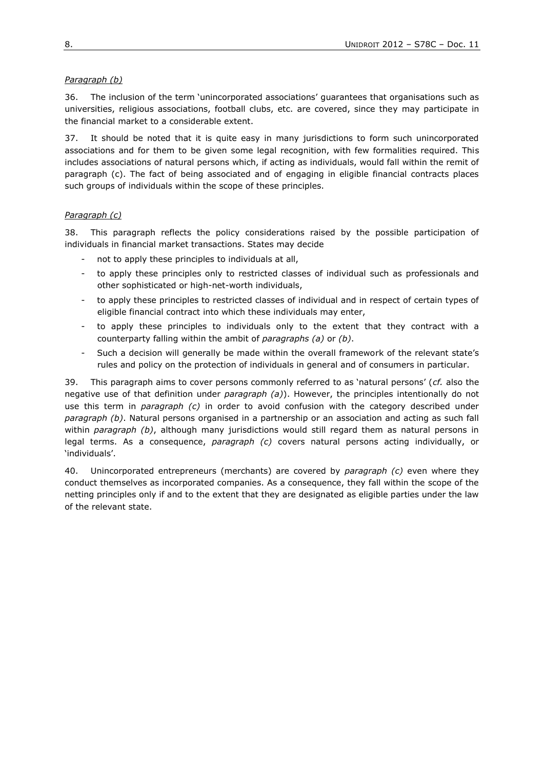*Paragraph (b)*

36. The inclusion of the term 'unincorporated associations' guarantees that organisations such as universities, religious associations, football clubs, etc. are covered, since they may participate in the financial market to a considerable extent.

37. It should be noted that it is quite easy in many jurisdictions to form such unincorporated associations and for them to be given some legal recognition, with few formalities required. This includes associations of natural persons which, if acting as individuals, would fall within the remit of paragraph (c). The fact of being associated and of engaging in eligible financial contracts places such groups of individuals within the scope of these principles.

*Paragraph (c)*

38. This paragraph reflects the policy considerations raised by the possible participation of individuals in financial market transactions. States may decide

- not to apply these principles to individuals at all,
- to apply these principles only to restricted classes of individual such as professionals and other sophisticated or high-net-worth individuals,
- to apply these principles to restricted classes of individual and in respect of certain types of eligible financial contract into which these individuals may enter,
- to apply these principles to individuals only to the extent that they contract with a counterparty falling within the ambit of *paragraphs (a)* or *(b)*.
- Such a decision will generally be made within the overall framework of the relevant state's rules and policy on the protection of individuals in general and of consumers in particular.

39. This paragraph aims to cover persons commonly referred to as 'natural persons' (*cf.* also the negative use of that definition under *paragraph (a)*). However, the principles intentionally do not use this term in *paragraph (c)* in order to avoid confusion with the category described under *paragraph (b)*. Natural persons organised in a partnership or an association and acting as such fall within *paragraph (b)*, although many jurisdictions would still regard them as natural persons in legal terms. As a consequence, *paragraph (c)* covers natural persons acting individually, or 'individuals'.

40. Unincorporated entrepreneurs (merchants) are covered by *paragraph (c)* even where they conduct themselves as incorporated companies. As a consequence, they fall within the scope of the netting principles only if and to the extent that they are designated as eligible parties under the law of the relevant state.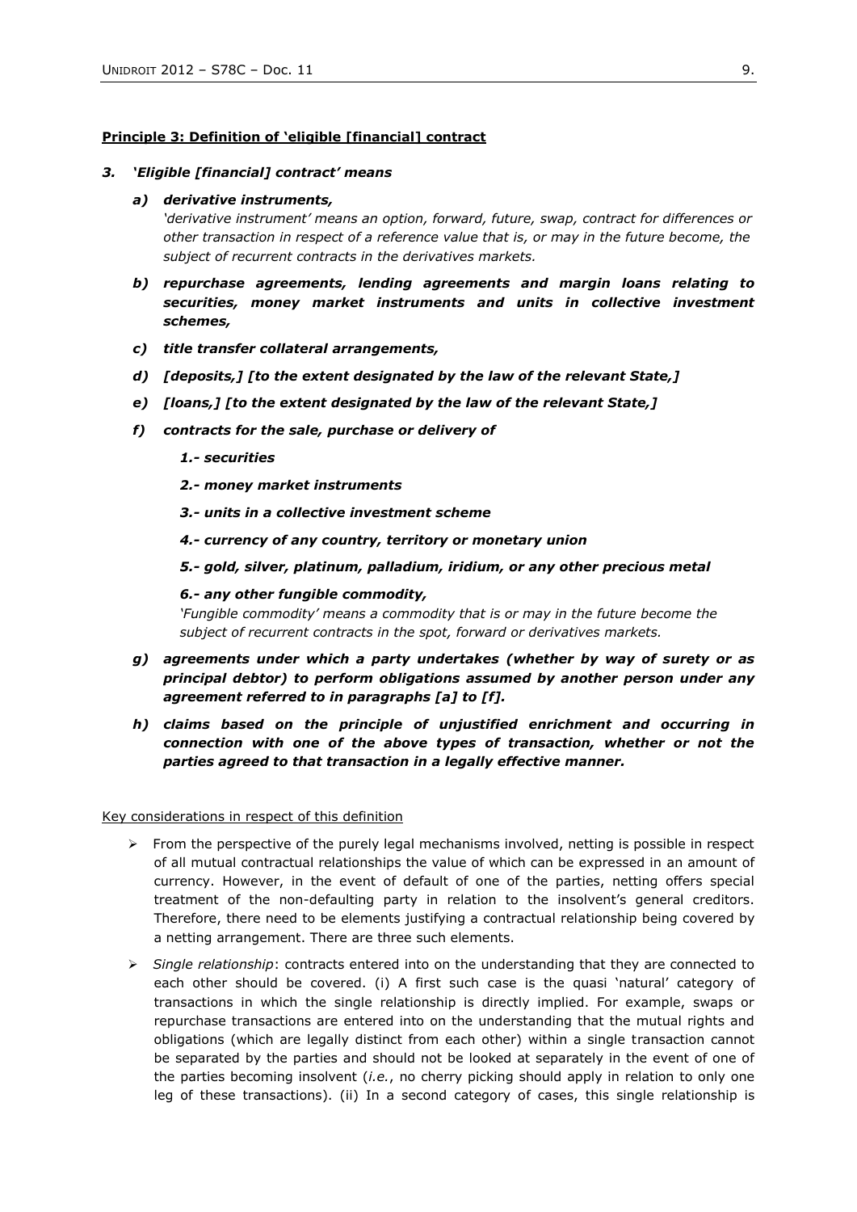**Principle 3: Definition of 'eligible [financial] contract**

***3. 'Eligible [financial] contract' means***

***a) derivative instruments,***

*'derivative instrument' means an option, forward, future, swap, contract for differences or other transaction in respect of a reference value that is, or may in the future become, the subject of recurrent contracts in the derivatives markets.*

***b) repurchase agreements, lending agreements and margin loans relating to securities, money market instruments and units in collective investment schemes,***

***c) title transfer collateral arrangements,***

***d) [deposits,] [to the extent designated by the law of the relevant State,]***

***e) [loans,] [to the extent designated by the law of the relevant State,]***

***f) contracts for the sale, purchase or delivery of***

***1.- securities***

***2.- money market instruments***

***3.- units in a collective investment scheme***

***4.- currency of any country, territory or monetary union***

***5.- gold, silver, platinum, palladium, iridium, or any other precious metal***

***6.- any other fungible commodity,***

*'Fungible commodity' means a commodity that is or may in the future become the subject of recurrent contracts in the spot, forward or derivatives markets.*

***g) agreements under which a party undertakes (whether by way of surety or as principal debtor) to perform obligations assumed by another person under any agreement referred to in paragraphs [a] to [f].***

***h) claims based on the principle of unjustified enrichment and occurring in connection with one of the above types of transaction, whether or not the parties agreed to that transaction in a legally effective manner.***

Key considerations in respect of this definition

- From the perspective of the purely legal mechanisms involved, netting is possible in respect of all mutual contractual relationships the value of which can be expressed in an amount of currency. However, in the event of default of one of the parties, netting offers special treatment of the non-defaulting party in relation to the insolvent's general creditors. Therefore, there need to be elements justifying a contractual relationship being covered by a netting arrangement. There are three such elements.
- *Single relationship*: contracts entered into on the understanding that they are connected to each other should be covered. (i) A first such case is the quasi 'natural' category of transactions in which the single relationship is directly implied. For example, swaps or repurchase transactions are entered into on the understanding that the mutual rights and obligations (which are legally distinct from each other) within a single transaction cannot be separated by the parties and should not be looked at separately in the event of one of the parties becoming insolvent (*i.e.*, no cherry picking should apply in relation to only one leg of these transactions). (ii) In a second category of cases, this single relationship is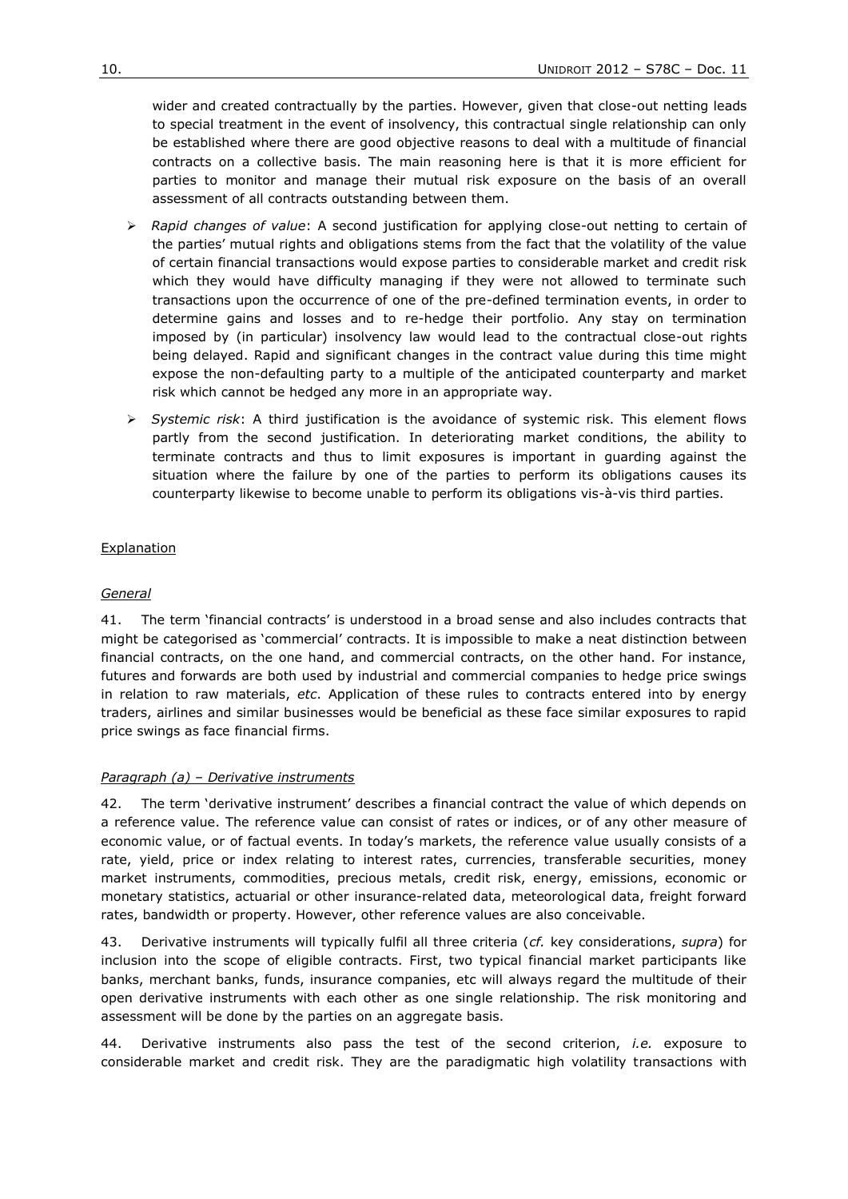wider and created contractually by the parties. However, given that close-out netting leads to special treatment in the event of insolvency, this contractual single relationship can only be established where there are good objective reasons to deal with a multitude of financial contracts on a collective basis. The main reasoning here is that it is more efficient for parties to monitor and manage their mutual risk exposure on the basis of an overall assessment of all contracts outstanding between them.

- *Rapid changes of value*: A second justification for applying close-out netting to certain of the parties' mutual rights and obligations stems from the fact that the volatility of the value of certain financial transactions would expose parties to considerable market and credit risk which they would have difficulty managing if they were not allowed to terminate such transactions upon the occurrence of one of the pre-defined termination events, in order to determine gains and losses and to re-hedge their portfolio. Any stay on termination imposed by (in particular) insolvency law would lead to the contractual close-out rights being delayed. Rapid and significant changes in the contract value during this time might expose the non-defaulting party to a multiple of the anticipated counterparty and market risk which cannot be hedged any more in an appropriate way.
- *Systemic risk*: A third justification is the avoidance of systemic risk. This element flows partly from the second justification. In deteriorating market conditions, the ability to terminate contracts and thus to limit exposures is important in guarding against the situation where the failure by one of the parties to perform its obligations causes its counterparty likewise to become unable to perform its obligations vis-à-vis third parties.

Explanation

*General*

41. The term 'financial contracts' is understood in a broad sense and also includes contracts that might be categorised as 'commercial' contracts. It is impossible to make a neat distinction between financial contracts, on the one hand, and commercial contracts, on the other hand. For instance, futures and forwards are both used by industrial and commercial companies to hedge price swings in relation to raw materials, *etc*. Application of these rules to contracts entered into by energy traders, airlines and similar businesses would be beneficial as these face similar exposures to rapid price swings as face financial firms.

*Paragraph (a) – Derivative instruments*

42. The term 'derivative instrument' describes a financial contract the value of which depends on a reference value. The reference value can consist of rates or indices, or of any other measure of economic value, or of factual events. In today's markets, the reference value usually consists of a rate, yield, price or index relating to interest rates, currencies, transferable securities, money market instruments, commodities, precious metals, credit risk, energy, emissions, economic or monetary statistics, actuarial or other insurance-related data, meteorological data, freight forward rates, bandwidth or property. However, other reference values are also conceivable.

43. Derivative instruments will typically fulfil all three criteria (*cf.* key considerations, *supra*) for inclusion into the scope of eligible contracts. First, two typical financial market participants like banks, merchant banks, funds, insurance companies, etc will always regard the multitude of their open derivative instruments with each other as one single relationship. The risk monitoring and assessment will be done by the parties on an aggregate basis.

44. Derivative instruments also pass the test of the second criterion, *i.e.* exposure to considerable market and credit risk. They are the paradigmatic high volatility transactions with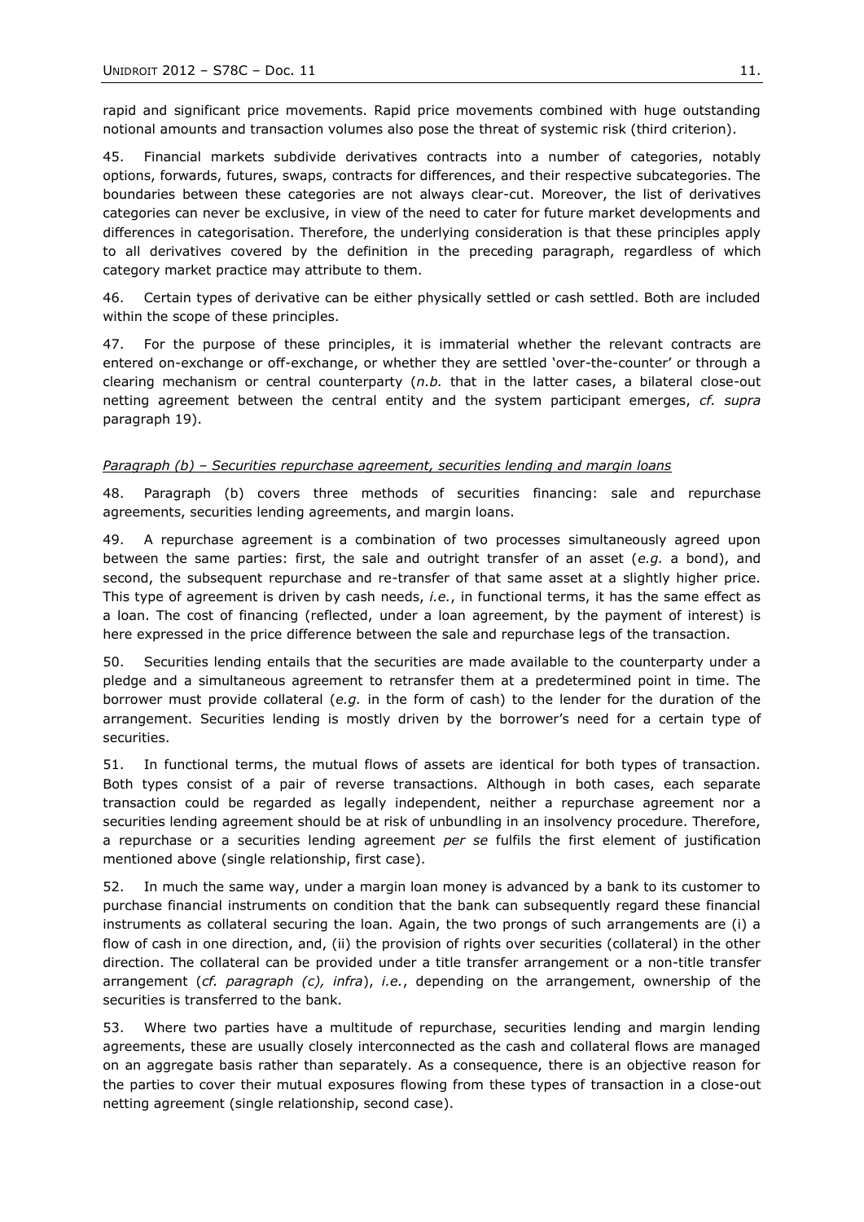rapid and significant price movements. Rapid price movements combined with huge outstanding notional amounts and transaction volumes also pose the threat of systemic risk (third criterion).

45. Financial markets subdivide derivatives contracts into a number of categories, notably options, forwards, futures, swaps, contracts for differences, and their respective subcategories. The boundaries between these categories are not always clear-cut. Moreover, the list of derivatives categories can never be exclusive, in view of the need to cater for future market developments and differences in categorisation. Therefore, the underlying consideration is that these principles apply to all derivatives covered by the definition in the preceding paragraph, regardless of which category market practice may attribute to them.

46. Certain types of derivative can be either physically settled or cash settled. Both are included within the scope of these principles.

47. For the purpose of these principles, it is immaterial whether the relevant contracts are entered on-exchange or off-exchange, or whether they are settled 'over-the-counter' or through a clearing mechanism or central counterparty (*n.b.* that in the latter cases, a bilateral close-out netting agreement between the central entity and the system participant emerges, *cf. supra* paragraph 19).

*Paragraph (b) – Securities repurchase agreement, securities lending and margin loans*

48. Paragraph (b) covers three methods of securities financing: sale and repurchase agreements, securities lending agreements, and margin loans.

49. A repurchase agreement is a combination of two processes simultaneously agreed upon between the same parties: first, the sale and outright transfer of an asset (*e.g.* a bond), and second, the subsequent repurchase and re-transfer of that same asset at a slightly higher price. This type of agreement is driven by cash needs, *i.e.*, in functional terms, it has the same effect as a loan. The cost of financing (reflected, under a loan agreement, by the payment of interest) is here expressed in the price difference between the sale and repurchase legs of the transaction.

50. Securities lending entails that the securities are made available to the counterparty under a pledge and a simultaneous agreement to retransfer them at a predetermined point in time. The borrower must provide collateral (*e.g.* in the form of cash) to the lender for the duration of the arrangement. Securities lending is mostly driven by the borrower's need for a certain type of securities.

51. In functional terms, the mutual flows of assets are identical for both types of transaction. Both types consist of a pair of reverse transactions. Although in both cases, each separate transaction could be regarded as legally independent, neither a repurchase agreement nor a securities lending agreement should be at risk of unbundling in an insolvency procedure. Therefore, a repurchase or a securities lending agreement *per se* fulfils the first element of justification mentioned above (single relationship, first case).

52. In much the same way, under a margin loan money is advanced by a bank to its customer to purchase financial instruments on condition that the bank can subsequently regard these financial instruments as collateral securing the loan. Again, the two prongs of such arrangements are (i) a flow of cash in one direction, and, (ii) the provision of rights over securities (collateral) in the other direction. The collateral can be provided under a title transfer arrangement or a non-title transfer arrangement (*cf. paragraph (c), infra*), *i.e.*, depending on the arrangement, ownership of the securities is transferred to the bank.

53. Where two parties have a multitude of repurchase, securities lending and margin lending agreements, these are usually closely interconnected as the cash and collateral flows are managed on an aggregate basis rather than separately. As a consequence, there is an objective reason for the parties to cover their mutual exposures flowing from these types of transaction in a close-out netting agreement (single relationship, second case).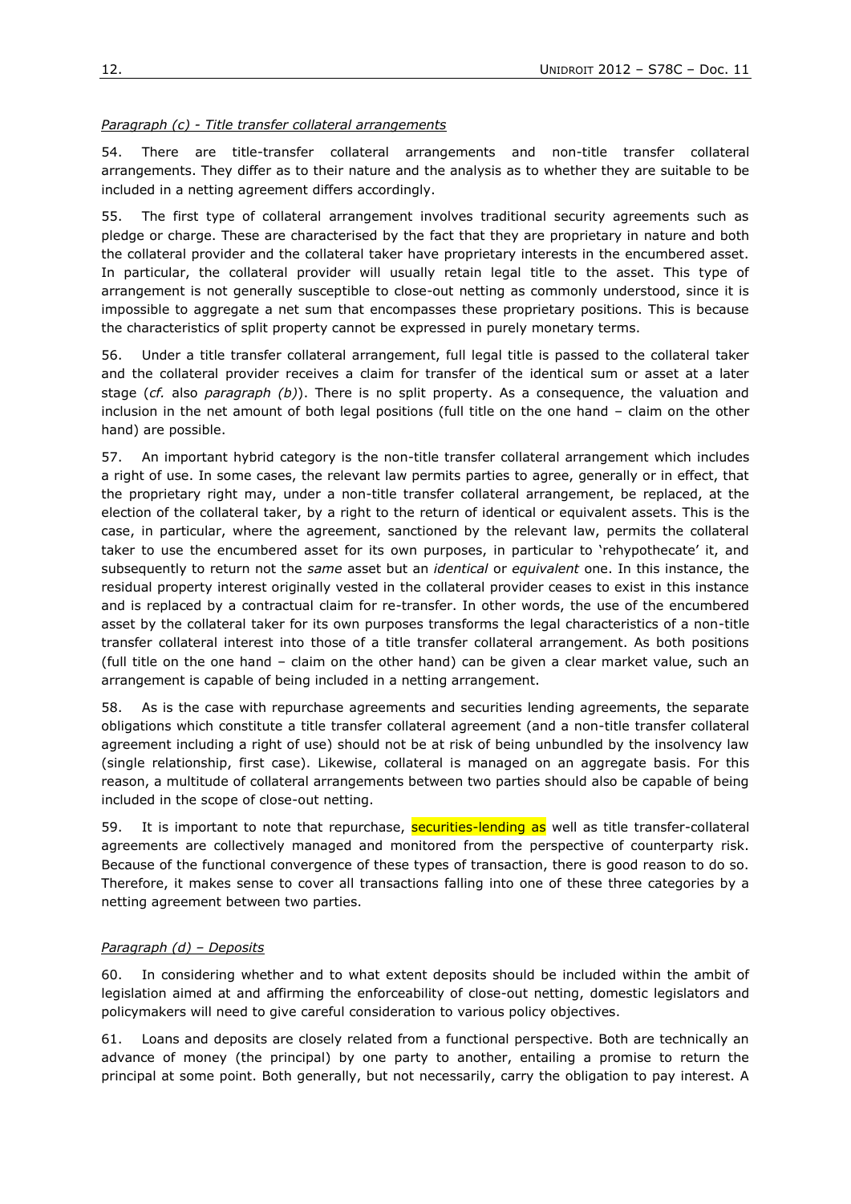*Paragraph (c) - Title transfer collateral arrangements*

54. There are title-transfer collateral arrangements and non-title transfer collateral arrangements. They differ as to their nature and the analysis as to whether they are suitable to be included in a netting agreement differs accordingly.

55. The first type of collateral arrangement involves traditional security agreements such as pledge or charge. These are characterised by the fact that they are proprietary in nature and both the collateral provider and the collateral taker have proprietary interests in the encumbered asset. In particular, the collateral provider will usually retain legal title to the asset. This type of arrangement is not generally susceptible to close-out netting as commonly understood, since it is impossible to aggregate a net sum that encompasses these proprietary positions. This is because the characteristics of split property cannot be expressed in purely monetary terms.

56. Under a title transfer collateral arrangement, full legal title is passed to the collateral taker and the collateral provider receives a claim for transfer of the identical sum or asset at a later stage (*cf.* also *paragraph (b)*). There is no split property. As a consequence, the valuation and inclusion in the net amount of both legal positions (full title on the one hand – claim on the other hand) are possible.

57. An important hybrid category is the non-title transfer collateral arrangement which includes a right of use. In some cases, the relevant law permits parties to agree, generally or in effect, that the proprietary right may, under a non-title transfer collateral arrangement, be replaced, at the election of the collateral taker, by a right to the return of identical or equivalent assets. This is the case, in particular, where the agreement, sanctioned by the relevant law, permits the collateral taker to use the encumbered asset for its own purposes, in particular to 'rehypothecate' it, and subsequently to return not the *same* asset but an *identical* or *equivalent* one. In this instance, the residual property interest originally vested in the collateral provider ceases to exist in this instance and is replaced by a contractual claim for re-transfer. In other words, the use of the encumbered asset by the collateral taker for its own purposes transforms the legal characteristics of a non-title transfer collateral interest into those of a title transfer collateral arrangement. As both positions (full title on the one hand – claim on the other hand) can be given a clear market value, such an arrangement is capable of being included in a netting arrangement.

58. As is the case with repurchase agreements and securities lending agreements, the separate obligations which constitute a title transfer collateral agreement (and a non-title transfer collateral agreement including a right of use) should not be at risk of being unbundled by the insolvency law (single relationship, first case). Likewise, collateral is managed on an aggregate basis. For this reason, a multitude of collateral arrangements between two parties should also be capable of being included in the scope of close-out netting.

59. It is important to note that repurchase, securities-lending as well as title transfer-collateral agreements are collectively managed and monitored from the perspective of counterparty risk. Because of the functional convergence of these types of transaction, there is good reason to do so. Therefore, it makes sense to cover all transactions falling into one of these three categories by a netting agreement between two parties.

*Paragraph (d) – Deposits*

60. In considering whether and to what extent deposits should be included within the ambit of legislation aimed at and affirming the enforceability of close-out netting, domestic legislators and policymakers will need to give careful consideration to various policy objectives.

61. Loans and deposits are closely related from a functional perspective. Both are technically an advance of money (the principal) by one party to another, entailing a promise to return the principal at some point. Both generally, but not necessarily, carry the obligation to pay interest. A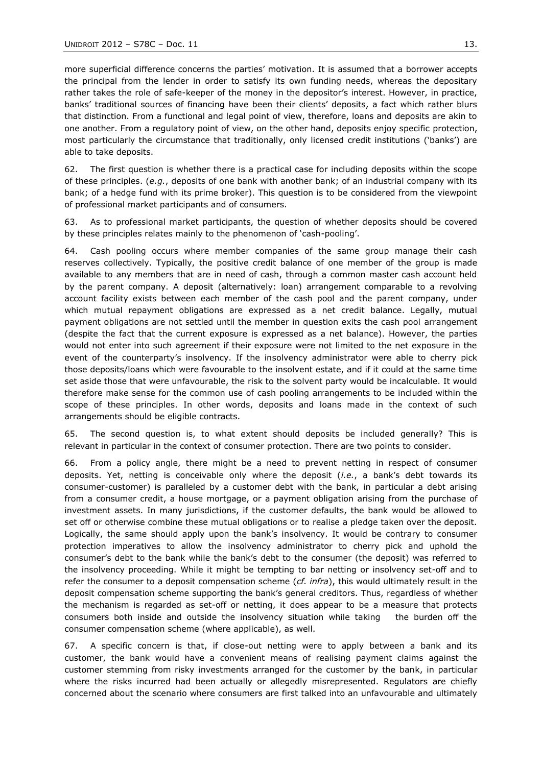more superficial difference concerns the parties' motivation. It is assumed that a borrower accepts the principal from the lender in order to satisfy its own funding needs, whereas the depositary rather takes the role of safe-keeper of the money in the depositor's interest. However, in practice, banks' traditional sources of financing have been their clients' deposits, a fact which rather blurs that distinction. From a functional and legal point of view, therefore, loans and deposits are akin to one another. From a regulatory point of view, on the other hand, deposits enjoy specific protection, most particularly the circumstance that traditionally, only licensed credit institutions ('banks') are able to take deposits.

62. The first question is whether there is a practical case for including deposits within the scope of these principles. (*e.g.*, deposits of one bank with another bank; of an industrial company with its bank; of a hedge fund with its prime broker). This question is to be considered from the viewpoint of professional market participants and of consumers.

63. As to professional market participants, the question of whether deposits should be covered by these principles relates mainly to the phenomenon of 'cash-pooling'.

64. Cash pooling occurs where member companies of the same group manage their cash reserves collectively. Typically, the positive credit balance of one member of the group is made available to any members that are in need of cash, through a common master cash account held by the parent company. A deposit (alternatively: loan) arrangement comparable to a revolving account facility exists between each member of the cash pool and the parent company, under which mutual repayment obligations are expressed as a net credit balance. Legally, mutual payment obligations are not settled until the member in question exits the cash pool arrangement (despite the fact that the current exposure is expressed as a net balance). However, the parties would not enter into such agreement if their exposure were not limited to the net exposure in the event of the counterparty's insolvency. If the insolvency administrator were able to cherry pick those deposits/loans which were favourable to the insolvent estate, and if it could at the same time set aside those that were unfavourable, the risk to the solvent party would be incalculable. It would therefore make sense for the common use of cash pooling arrangements to be included within the scope of these principles. In other words, deposits and loans made in the context of such arrangements should be eligible contracts.

65. The second question is, to what extent should deposits be included generally? This is relevant in particular in the context of consumer protection. There are two points to consider.

66. From a policy angle, there might be a need to prevent netting in respect of consumer deposits. Yet, netting is conceivable only where the deposit (*i.e.*, a bank's debt towards its consumer-customer) is paralleled by a customer debt with the bank, in particular a debt arising from a consumer credit, a house mortgage, or a payment obligation arising from the purchase of investment assets. In many jurisdictions, if the customer defaults, the bank would be allowed to set off or otherwise combine these mutual obligations or to realise a pledge taken over the deposit. Logically, the same should apply upon the bank's insolvency. It would be contrary to consumer protection imperatives to allow the insolvency administrator to cherry pick and uphold the consumer's debt to the bank while the bank's debt to the consumer (the deposit) was referred to the insolvency proceeding. While it might be tempting to bar netting or insolvency set-off and to refer the consumer to a deposit compensation scheme (*cf. infra*), this would ultimately result in the deposit compensation scheme supporting the bank's general creditors. Thus, regardless of whether the mechanism is regarded as set-off or netting, it does appear to be a measure that protects consumers both inside and outside the insolvency situation while taking the burden off the consumer compensation scheme (where applicable), as well.

67. A specific concern is that, if close-out netting were to apply between a bank and its customer, the bank would have a convenient means of realising payment claims against the customer stemming from risky investments arranged for the customer by the bank, in particular where the risks incurred had been actually or allegedly misrepresented. Regulators are chiefly concerned about the scenario where consumers are first talked into an unfavourable and ultimately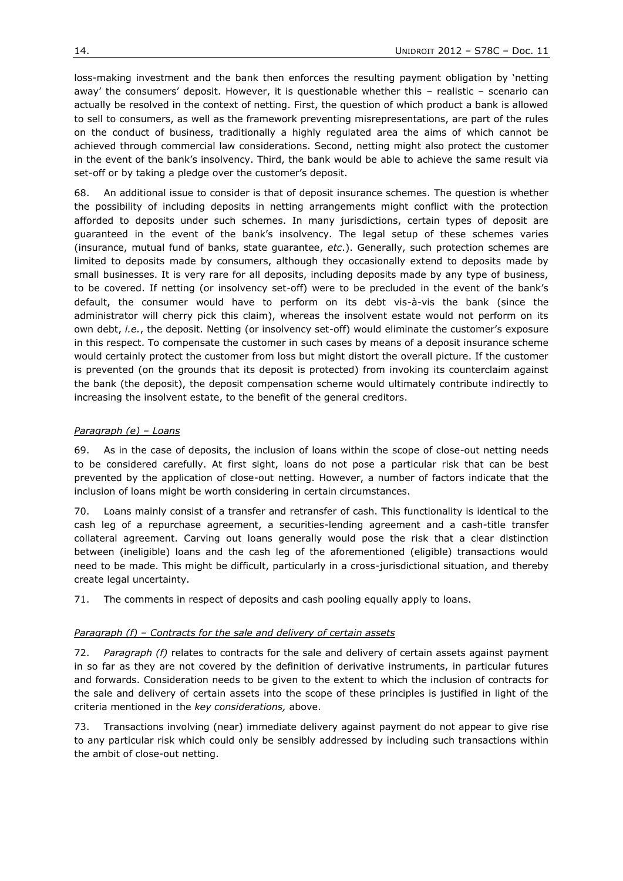loss-making investment and the bank then enforces the resulting payment obligation by 'netting away' the consumers' deposit. However, it is questionable whether this – realistic – scenario can actually be resolved in the context of netting. First, the question of which product a bank is allowed to sell to consumers, as well as the framework preventing misrepresentations, are part of the rules on the conduct of business, traditionally a highly regulated area the aims of which cannot be achieved through commercial law considerations. Second, netting might also protect the customer in the event of the bank's insolvency. Third, the bank would be able to achieve the same result via set-off or by taking a pledge over the customer's deposit.

68. An additional issue to consider is that of deposit insurance schemes. The question is whether the possibility of including deposits in netting arrangements might conflict with the protection afforded to deposits under such schemes. In many jurisdictions, certain types of deposit are guaranteed in the event of the bank's insolvency. The legal setup of these schemes varies (insurance, mutual fund of banks, state guarantee, *etc*.). Generally, such protection schemes are limited to deposits made by consumers, although they occasionally extend to deposits made by small businesses. It is very rare for all deposits, including deposits made by any type of business, to be covered. If netting (or insolvency set-off) were to be precluded in the event of the bank's default, the consumer would have to perform on its debt vis-à-vis the bank (since the administrator will cherry pick this claim), whereas the insolvent estate would not perform on its own debt, *i.e.*, the deposit. Netting (or insolvency set-off) would eliminate the customer's exposure in this respect. To compensate the customer in such cases by means of a deposit insurance scheme would certainly protect the customer from loss but might distort the overall picture. If the customer is prevented (on the grounds that its deposit is protected) from invoking its counterclaim against the bank (the deposit), the deposit compensation scheme would ultimately contribute indirectly to increasing the insolvent estate, to the benefit of the general creditors.

*Paragraph (e) – Loans*

69. As in the case of deposits, the inclusion of loans within the scope of close-out netting needs to be considered carefully. At first sight, loans do not pose a particular risk that can be best prevented by the application of close-out netting. However, a number of factors indicate that the inclusion of loans might be worth considering in certain circumstances.

70. Loans mainly consist of a transfer and retransfer of cash. This functionality is identical to the cash leg of a repurchase agreement, a securities-lending agreement and a cash-title transfer collateral agreement. Carving out loans generally would pose the risk that a clear distinction between (ineligible) loans and the cash leg of the aforementioned (eligible) transactions would need to be made. This might be difficult, particularly in a cross-jurisdictional situation, and thereby create legal uncertainty.

71. The comments in respect of deposits and cash pooling equally apply to loans.

*Paragraph (f) – Contracts for the sale and delivery of certain assets*

72. *Paragraph (f)* relates to contracts for the sale and delivery of certain assets against payment in so far as they are not covered by the definition of derivative instruments, in particular futures and forwards. Consideration needs to be given to the extent to which the inclusion of contracts for the sale and delivery of certain assets into the scope of these principles is justified in light of the criteria mentioned in the *key considerations,* above.

73. Transactions involving (near) immediate delivery against payment do not appear to give rise to any particular risk which could only be sensibly addressed by including such transactions within the ambit of close-out netting.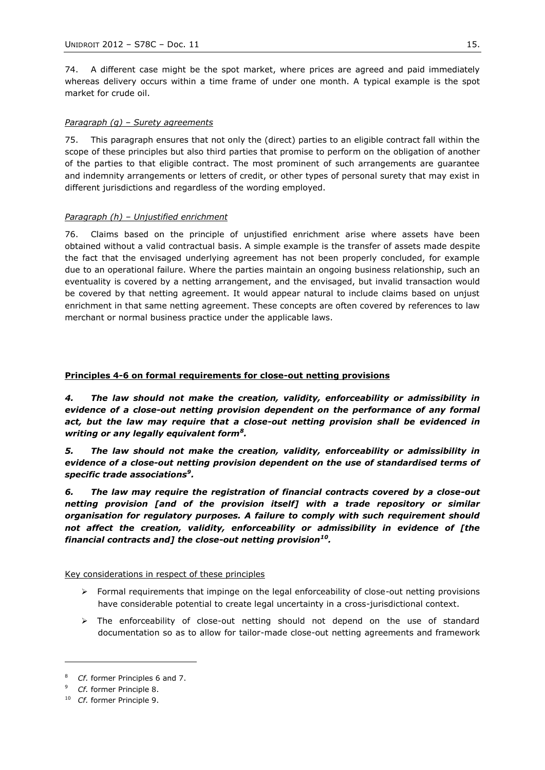74. A different case might be the spot market, where prices are agreed and paid immediately whereas delivery occurs within a time frame of under one month. A typical example is the spot market for crude oil.

*Paragraph (g) – Surety agreements*

75. This paragraph ensures that not only the (direct) parties to an eligible contract fall within the scope of these principles but also third parties that promise to perform on the obligation of another of the parties to that eligible contract. The most prominent of such arrangements are guarantee and indemnity arrangements or letters of credit, or other types of personal surety that may exist in different jurisdictions and regardless of the wording employed.

*Paragraph (h) – Unjustified enrichment*

76. Claims based on the principle of unjustified enrichment arise where assets have been obtained without a valid contractual basis. A simple example is the transfer of assets made despite the fact that the envisaged underlying agreement has not been properly concluded, for example due to an operational failure. Where the parties maintain an ongoing business relationship, such an eventuality is covered by a netting arrangement, and the envisaged, but invalid transaction would be covered by that netting agreement. It would appear natural to include claims based on unjust enrichment in that same netting agreement. These concepts are often covered by references to law merchant or normal business practice under the applicable laws.

**Principles 4-6 on formal requirements for close-out netting provisions**

***4. The law should not make the creation, validity, enforceability or admissibility in evidence of a close-out netting provision dependent on the performance of any formal act, but the law may require that a close-out netting provision shall be evidenced in writing or any legally equivalent form[8].***

***5. The law should not make the creation, validity, enforceability or admissibility in evidence of a close-out netting provision dependent on the use of standardised terms of specific trade associations[9].***

***6. The law may require the registration of financial contracts covered by a close-out netting provision [and of the provision itself] with a trade repository or similar organisation for regulatory purposes. A failure to comply with such requirement should not affect the creation, validity, enforceability or admissibility in evidence of [the financial contracts and] the close-out netting provision[10].***

Key considerations in respect of these principles

- Formal requirements that impinge on the legal enforceability of close-out netting provisions have considerable potential to create legal uncertainty in a cross-jurisdictional context.
- The enforceability of close-out netting should not depend on the use of standard documentation so as to allow for tailor-made close-out netting agreements and framework

[8] *Cf.* former Principles 6 and 7.

[9] *Cf.* former Principle 8.

[10] *Cf.* former Principle 9.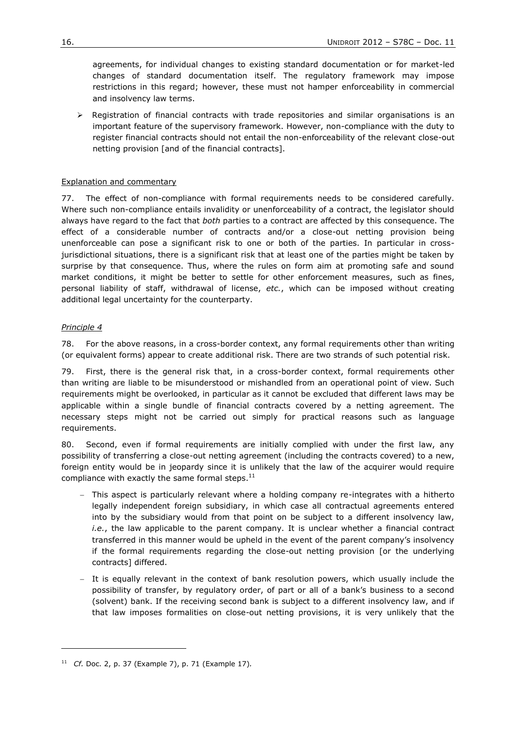agreements, for individual changes to existing standard documentation or for market-led changes of standard documentation itself. The regulatory framework may impose restrictions in this regard; however, these must not hamper enforceability in commercial and insolvency law terms.

- Registration of financial contracts with trade repositories and similar organisations is an important feature of the supervisory framework. However, non-compliance with the duty to register financial contracts should not entail the non-enforceability of the relevant close-out netting provision [and of the financial contracts].

Explanation and commentary

77. The effect of non-compliance with formal requirements needs to be considered carefully. Where such non-compliance entails invalidity or unenforceability of a contract, the legislator should always have regard to the fact that *both* parties to a contract are affected by this consequence. The effect of a considerable number of contracts and/or a close-out netting provision being unenforceable can pose a significant risk to one or both of the parties. In particular in cross-jurisdictional situations, there is a significant risk that at least one of the parties might be taken by surprise by that consequence. Thus, where the rules on form aim at promoting safe and sound market conditions, it might be better to settle for other enforcement measures, such as fines, personal liability of staff, withdrawal of license, *etc.*, which can be imposed without creating additional legal uncertainty for the counterparty.

*Principle 4*

78. For the above reasons, in a cross-border context, any formal requirements other than writing (or equivalent forms) appear to create additional risk. There are two strands of such potential risk.

79. First, there is the general risk that, in a cross-border context, formal requirements other than writing are liable to be misunderstood or mishandled from an operational point of view. Such requirements might be overlooked, in particular as it cannot be excluded that different laws may be applicable within a single bundle of financial contracts covered by a netting agreement. The necessary steps might not be carried out simply for practical reasons such as language requirements.

80. Second, even if formal requirements are initially complied with under the first law, any possibility of transferring a close-out netting agreement (including the contracts covered) to a new, foreign entity would be in jeopardy since it is unlikely that the law of the acquirer would require compliance with exactly the same formal steps.[11]

- This aspect is particularly relevant where a holding company re-integrates with a hitherto legally independent foreign subsidiary, in which case all contractual agreements entered into by the subsidiary would from that point on be subject to a different insolvency law, *i.e.*, the law applicable to the parent company. It is unclear whether a financial contract transferred in this manner would be upheld in the event of the parent company's insolvency if the formal requirements regarding the close-out netting provision [or the underlying contracts] differed.
- It is equally relevant in the context of bank resolution powers, which usually include the possibility of transfer, by regulatory order, of part or all of a bank's business to a second (solvent) bank. If the receiving second bank is subject to a different insolvency law, and if that law imposes formalities on close-out netting provisions, it is very unlikely that the

[11] *Cf.* Doc. 2, p. 37 (Example 7), p. 71 (Example 17).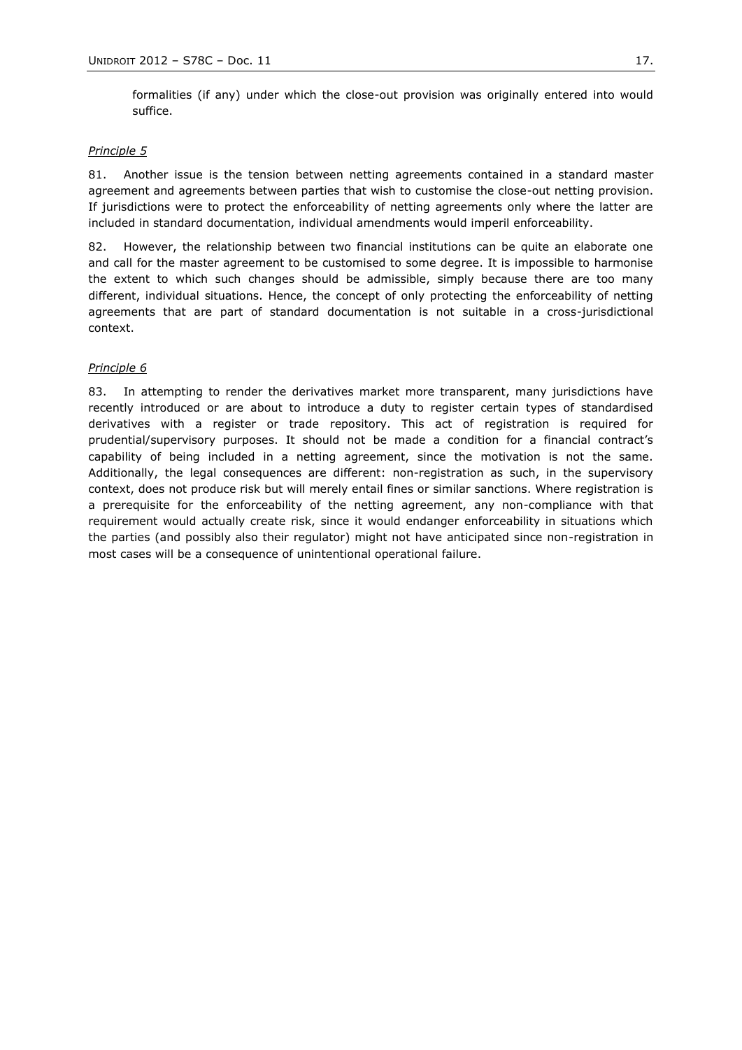formalities (if any) under which the close-out provision was originally entered into would suffice.

*Principle 5*

81. Another issue is the tension between netting agreements contained in a standard master agreement and agreements between parties that wish to customise the close-out netting provision. If jurisdictions were to protect the enforceability of netting agreements only where the latter are included in standard documentation, individual amendments would imperil enforceability.

82. However, the relationship between two financial institutions can be quite an elaborate one and call for the master agreement to be customised to some degree. It is impossible to harmonise the extent to which such changes should be admissible, simply because there are too many different, individual situations. Hence, the concept of only protecting the enforceability of netting agreements that are part of standard documentation is not suitable in a cross-jurisdictional context.

*Principle 6*

83. In attempting to render the derivatives market more transparent, many jurisdictions have recently introduced or are about to introduce a duty to register certain types of standardised derivatives with a register or trade repository. This act of registration is required for prudential/supervisory purposes. It should not be made a condition for a financial contract's capability of being included in a netting agreement, since the motivation is not the same. Additionally, the legal consequences are different: non-registration as such, in the supervisory context, does not produce risk but will merely entail fines or similar sanctions. Where registration is a prerequisite for the enforceability of the netting agreement, any non-compliance with that requirement would actually create risk, since it would endanger enforceability in situations which the parties (and possibly also their regulator) might not have anticipated since non-registration in most cases will be a consequence of unintentional operational failure.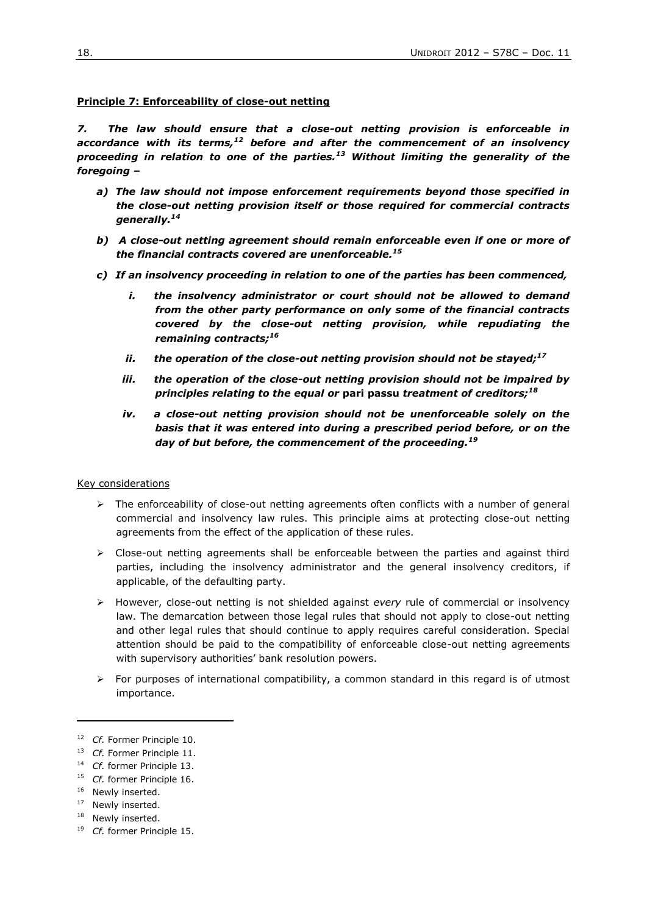**Principle 7: Enforceability of close-out netting**

***7. The law should ensure that a close-out netting provision is enforceable in accordance with its terms,[12] before and after the commencement of an insolvency proceeding in relation to one of the parties.[13] Without limiting the generality of the foregoing –***

- ***a) The law should not impose enforcement requirements beyond those specified in the close-out netting provision itself or those required for commercial contracts generally.[14]***
- ***b) A close-out netting agreement should remain enforceable even if one or more of the financial contracts covered are unenforceable.[15]***
- ***c) If an insolvency proceeding in relation to one of the parties has been commenced,***
  - ***i. the insolvency administrator or court should not be allowed to demand from the other party performance on only some of the financial contracts covered by the close-out netting provision, while repudiating the remaining contracts;[16]***
  - ***ii. the operation of the close-out netting provision should not be stayed;[17]***
  - ***iii. the operation of the close-out netting provision should not be impaired by principles relating to the equal or* pari passu *treatment of creditors;[18]***
  - ***iv. a close-out netting provision should not be unenforceable solely on the basis that it was entered into during a prescribed period before, or on the day of but before, the commencement of the proceeding.[19]***

Key considerations

- The enforceability of close-out netting agreements often conflicts with a number of general commercial and insolvency law rules. This principle aims at protecting close-out netting agreements from the effect of the application of these rules.
- Close-out netting agreements shall be enforceable between the parties and against third parties, including the insolvency administrator and the general insolvency creditors, if applicable, of the defaulting party.
- However, close-out netting is not shielded against *every* rule of commercial or insolvency law. The demarcation between those legal rules that should not apply to close-out netting and other legal rules that should continue to apply requires careful consideration. Special attention should be paid to the compatibility of enforceable close-out netting agreements with supervisory authorities' bank resolution powers.
- For purposes of international compatibility, a common standard in this regard is of utmost importance.

---

[12] *Cf.* Former Principle 10.

[13] *Cf.* Former Principle 11.

[14] *Cf.* former Principle 13.

[15] *Cf.* former Principle 16.

[16] Newly inserted.

[17] Newly inserted.

[18] Newly inserted.

[19] *Cf.* former Principle 15.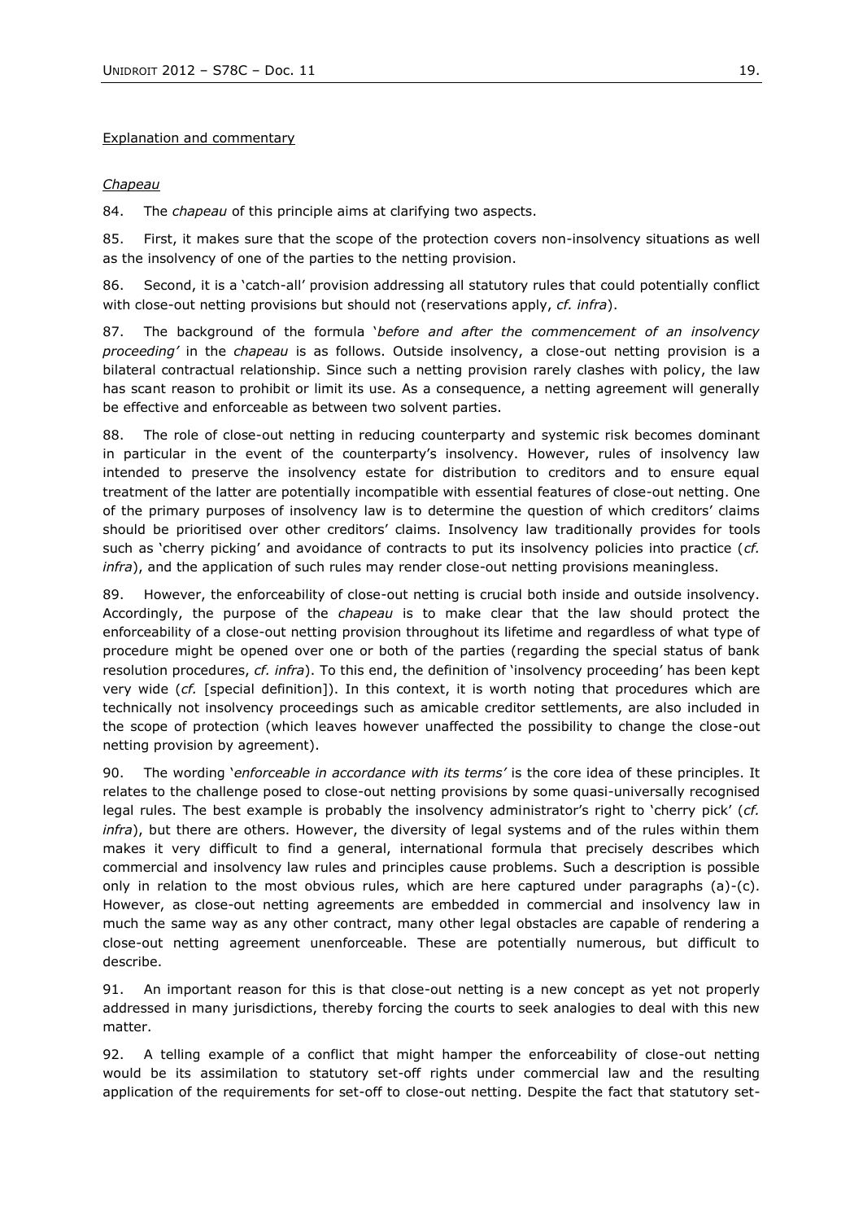Explanation and commentary

*Chapeau*

84. The *chapeau* of this principle aims at clarifying two aspects.

85. First, it makes sure that the scope of the protection covers non-insolvency situations as well as the insolvency of one of the parties to the netting provision.

86. Second, it is a 'catch-all' provision addressing all statutory rules that could potentially conflict with close-out netting provisions but should not (reservations apply, *cf. infra*).

87. The background of the formula '*before and after the commencement of an insolvency proceeding'* in the *chapeau* is as follows. Outside insolvency, a close-out netting provision is a bilateral contractual relationship. Since such a netting provision rarely clashes with policy, the law has scant reason to prohibit or limit its use. As a consequence, a netting agreement will generally be effective and enforceable as between two solvent parties.

88. The role of close-out netting in reducing counterparty and systemic risk becomes dominant in particular in the event of the counterparty's insolvency. However, rules of insolvency law intended to preserve the insolvency estate for distribution to creditors and to ensure equal treatment of the latter are potentially incompatible with essential features of close-out netting. One of the primary purposes of insolvency law is to determine the question of which creditors' claims should be prioritised over other creditors' claims. Insolvency law traditionally provides for tools such as 'cherry picking' and avoidance of contracts to put its insolvency policies into practice (*cf. infra*), and the application of such rules may render close-out netting provisions meaningless.

89. However, the enforceability of close-out netting is crucial both inside and outside insolvency. Accordingly, the purpose of the *chapeau* is to make clear that the law should protect the enforceability of a close-out netting provision throughout its lifetime and regardless of what type of procedure might be opened over one or both of the parties (regarding the special status of bank resolution procedures, *cf. infra*). To this end, the definition of 'insolvency proceeding' has been kept very wide (*cf.* [special definition]). In this context, it is worth noting that procedures which are technically not insolvency proceedings such as amicable creditor settlements, are also included in the scope of protection (which leaves however unaffected the possibility to change the close-out netting provision by agreement).

90. The wording '*enforceable in accordance with its terms'* is the core idea of these principles. It relates to the challenge posed to close-out netting provisions by some quasi-universally recognised legal rules. The best example is probably the insolvency administrator's right to 'cherry pick' (*cf. infra*), but there are others. However, the diversity of legal systems and of the rules within them makes it very difficult to find a general, international formula that precisely describes which commercial and insolvency law rules and principles cause problems. Such a description is possible only in relation to the most obvious rules, which are here captured under paragraphs (a)-(c). However, as close-out netting agreements are embedded in commercial and insolvency law in much the same way as any other contract, many other legal obstacles are capable of rendering a close-out netting agreement unenforceable. These are potentially numerous, but difficult to describe.

91. An important reason for this is that close-out netting is a new concept as yet not properly addressed in many jurisdictions, thereby forcing the courts to seek analogies to deal with this new matter.

92. A telling example of a conflict that might hamper the enforceability of close-out netting would be its assimilation to statutory set-off rights under commercial law and the resulting application of the requirements for set-off to close-out netting. Despite the fact that statutory set-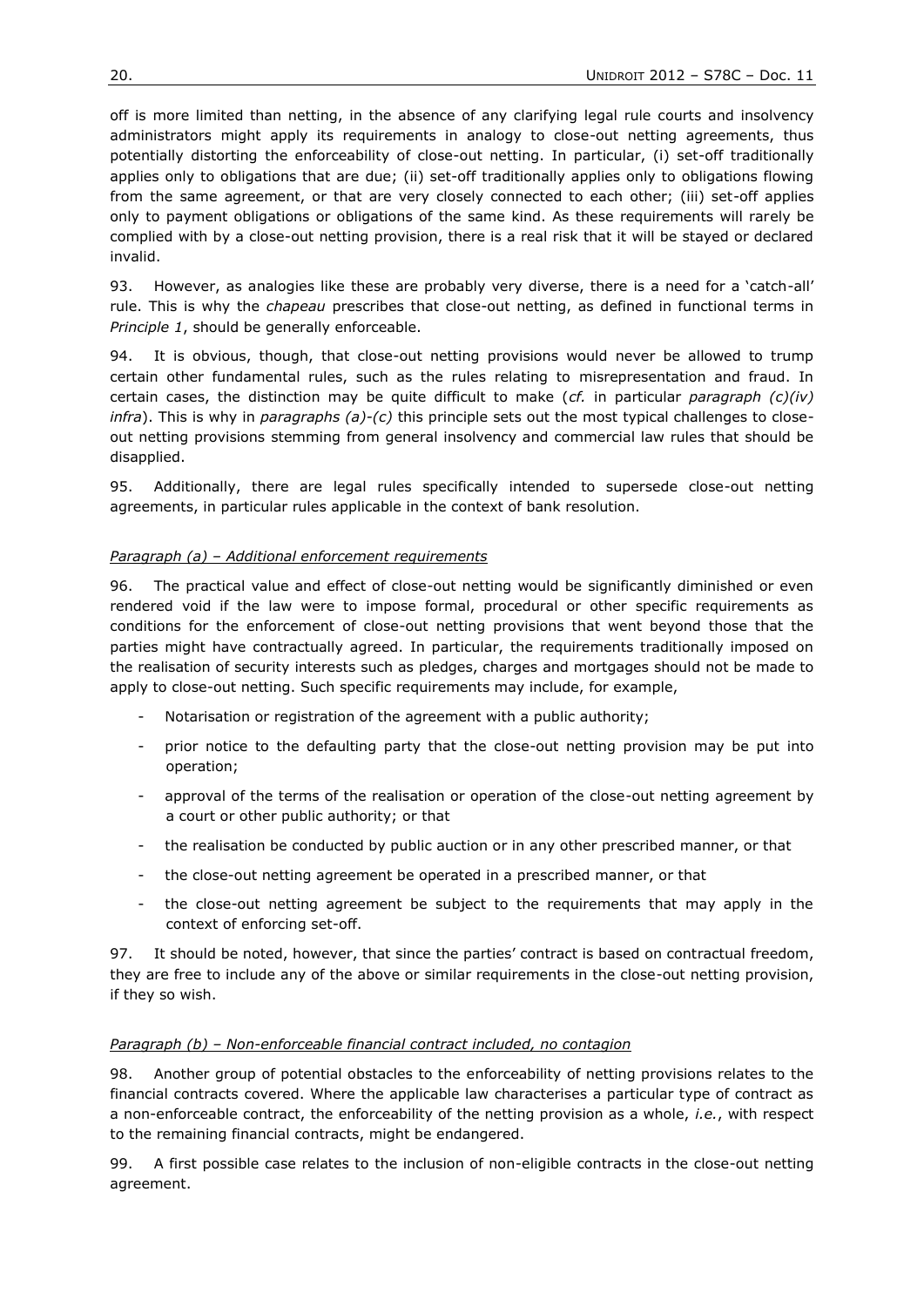off is more limited than netting, in the absence of any clarifying legal rule courts and insolvency administrators might apply its requirements in analogy to close-out netting agreements, thus potentially distorting the enforceability of close-out netting. In particular, (i) set-off traditionally applies only to obligations that are due; (ii) set-off traditionally applies only to obligations flowing from the same agreement, or that are very closely connected to each other; (iii) set-off applies only to payment obligations or obligations of the same kind. As these requirements will rarely be complied with by a close-out netting provision, there is a real risk that it will be stayed or declared invalid.

93. However, as analogies like these are probably very diverse, there is a need for a 'catch-all' rule. This is why the *chapeau* prescribes that close-out netting, as defined in functional terms in *Principle 1*, should be generally enforceable.

94. It is obvious, though, that close-out netting provisions would never be allowed to trump certain other fundamental rules, such as the rules relating to misrepresentation and fraud. In certain cases, the distinction may be quite difficult to make (*cf.* in particular *paragraph (c)(iv) infra*). This is why in *paragraphs (a)-(c)* this principle sets out the most typical challenges to close-out netting provisions stemming from general insolvency and commercial law rules that should be disapplied.

95. Additionally, there are legal rules specifically intended to supersede close-out netting agreements, in particular rules applicable in the context of bank resolution.

*Paragraph (a) – Additional enforcement requirements*

96. The practical value and effect of close-out netting would be significantly diminished or even rendered void if the law were to impose formal, procedural or other specific requirements as conditions for the enforcement of close-out netting provisions that went beyond those that the parties might have contractually agreed. In particular, the requirements traditionally imposed on the realisation of security interests such as pledges, charges and mortgages should not be made to apply to close-out netting. Such specific requirements may include, for example,

- Notarisation or registration of the agreement with a public authority;
- prior notice to the defaulting party that the close-out netting provision may be put into operation;
- approval of the terms of the realisation or operation of the close-out netting agreement by a court or other public authority; or that
- the realisation be conducted by public auction or in any other prescribed manner, or that
- the close-out netting agreement be operated in a prescribed manner, or that
- the close-out netting agreement be subject to the requirements that may apply in the context of enforcing set-off.

97. It should be noted, however, that since the parties' contract is based on contractual freedom, they are free to include any of the above or similar requirements in the close-out netting provision, if they so wish.

*Paragraph (b) – Non-enforceable financial contract included, no contagion*

98. Another group of potential obstacles to the enforceability of netting provisions relates to the financial contracts covered. Where the applicable law characterises a particular type of contract as a non-enforceable contract, the enforceability of the netting provision as a whole, *i.e.*, with respect to the remaining financial contracts, might be endangered.

99. A first possible case relates to the inclusion of non-eligible contracts in the close-out netting agreement.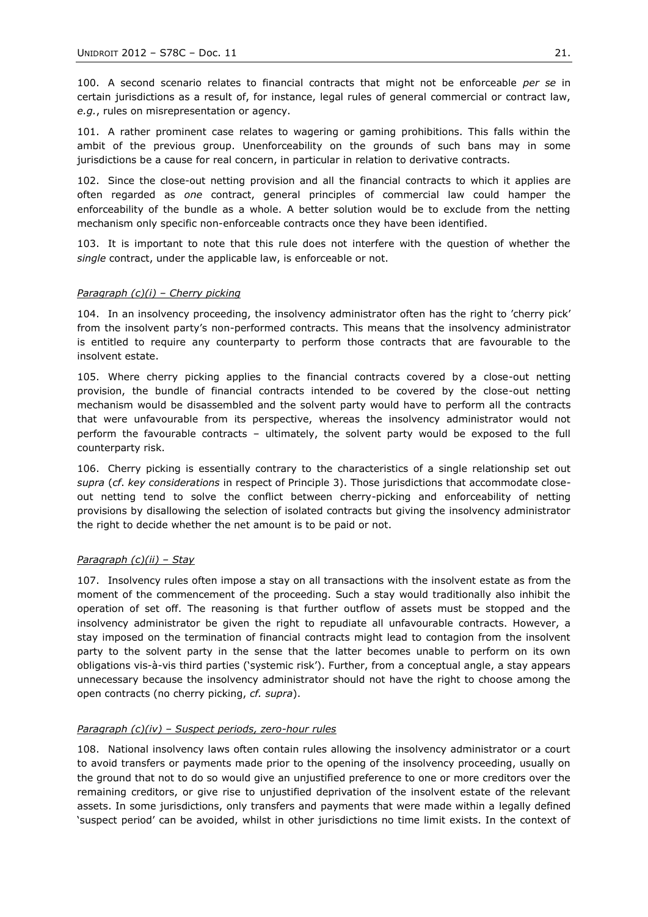100. A second scenario relates to financial contracts that might not be enforceable *per se* in certain jurisdictions as a result of, for instance, legal rules of general commercial or contract law, *e.g.*, rules on misrepresentation or agency.

101. A rather prominent case relates to wagering or gaming prohibitions. This falls within the ambit of the previous group. Unenforceability on the grounds of such bans may in some jurisdictions be a cause for real concern, in particular in relation to derivative contracts.

102. Since the close-out netting provision and all the financial contracts to which it applies are often regarded as *one* contract, general principles of commercial law could hamper the enforceability of the bundle as a whole. A better solution would be to exclude from the netting mechanism only specific non-enforceable contracts once they have been identified.

103. It is important to note that this rule does not interfere with the question of whether the *single* contract, under the applicable law, is enforceable or not.

*Paragraph (c)(i) – Cherry picking*

104. In an insolvency proceeding, the insolvency administrator often has the right to 'cherry pick' from the insolvent party's non-performed contracts. This means that the insolvency administrator is entitled to require any counterparty to perform those contracts that are favourable to the insolvent estate.

105. Where cherry picking applies to the financial contracts covered by a close-out netting provision, the bundle of financial contracts intended to be covered by the close-out netting mechanism would be disassembled and the solvent party would have to perform all the contracts that were unfavourable from its perspective, whereas the insolvency administrator would not perform the favourable contracts – ultimately, the solvent party would be exposed to the full counterparty risk.

106. Cherry picking is essentially contrary to the characteristics of a single relationship set out *supra* (*cf. key considerations* in respect of Principle 3). Those jurisdictions that accommodate close-out netting tend to solve the conflict between cherry-picking and enforceability of netting provisions by disallowing the selection of isolated contracts but giving the insolvency administrator the right to decide whether the net amount is to be paid or not.

*Paragraph (c)(ii) – Stay*

107. Insolvency rules often impose a stay on all transactions with the insolvent estate as from the moment of the commencement of the proceeding. Such a stay would traditionally also inhibit the operation of set off. The reasoning is that further outflow of assets must be stopped and the insolvency administrator be given the right to repudiate all unfavourable contracts. However, a stay imposed on the termination of financial contracts might lead to contagion from the insolvent party to the solvent party in the sense that the latter becomes unable to perform on its own obligations vis-à-vis third parties ('systemic risk'). Further, from a conceptual angle, a stay appears unnecessary because the insolvency administrator should not have the right to choose among the open contracts (no cherry picking, *cf. supra*).

*Paragraph (c)(iv) – Suspect periods, zero-hour rules*

108. National insolvency laws often contain rules allowing the insolvency administrator or a court to avoid transfers or payments made prior to the opening of the insolvency proceeding, usually on the ground that not to do so would give an unjustified preference to one or more creditors over the remaining creditors, or give rise to unjustified deprivation of the insolvent estate of the relevant assets. In some jurisdictions, only transfers and payments that were made within a legally defined 'suspect period' can be avoided, whilst in other jurisdictions no time limit exists. In the context of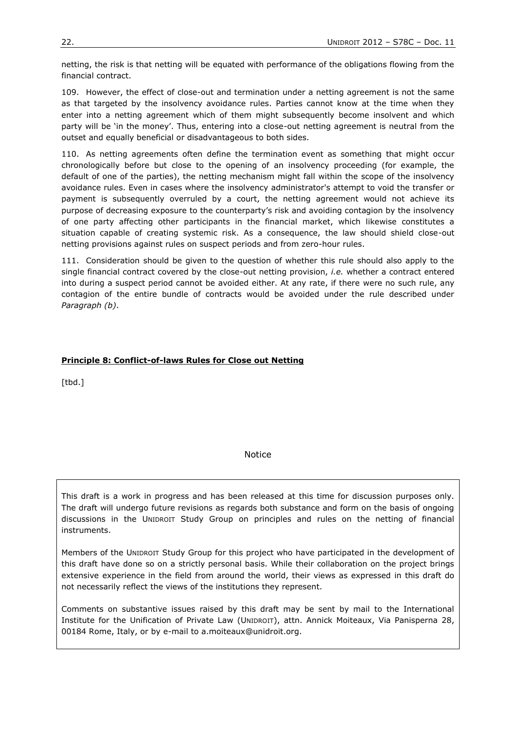netting, the risk is that netting will be equated with performance of the obligations flowing from the financial contract.

109. However, the effect of close-out and termination under a netting agreement is not the same as that targeted by the insolvency avoidance rules. Parties cannot know at the time when they enter into a netting agreement which of them might subsequently become insolvent and which party will be 'in the money'. Thus, entering into a close-out netting agreement is neutral from the outset and equally beneficial or disadvantageous to both sides.

110. As netting agreements often define the termination event as something that might occur chronologically before but close to the opening of an insolvency proceeding (for example, the default of one of the parties), the netting mechanism might fall within the scope of the insolvency avoidance rules. Even in cases where the insolvency administrator's attempt to void the transfer or payment is subsequently overruled by a court, the netting agreement would not achieve its purpose of decreasing exposure to the counterparty's risk and avoiding contagion by the insolvency of one party affecting other participants in the financial market, which likewise constitutes a situation capable of creating systemic risk. As a consequence, the law should shield close-out netting provisions against rules on suspect periods and from zero-hour rules.

111. Consideration should be given to the question of whether this rule should also apply to the single financial contract covered by the close-out netting provision, *i.e.* whether a contract entered into during a suspect period cannot be avoided either. At any rate, if there were no such rule, any contagion of the entire bundle of contracts would be avoided under the rule described under *Paragraph (b)*.

**Principle 8: Conflict-of-laws Rules for Close out Netting**

[tbd.]

Notice

This draft is a work in progress and has been released at this time for discussion purposes only. The draft will undergo future revisions as regards both substance and form on the basis of ongoing discussions in the UNIDROIT Study Group on principles and rules on the netting of financial instruments.

Members of the UNIDROIT Study Group for this project who have participated in the development of this draft have done so on a strictly personal basis. While their collaboration on the project brings extensive experience in the field from around the world, their views as expressed in this draft do not necessarily reflect the views of the institutions they represent.

Comments on substantive issues raised by this draft may be sent by mail to the International Institute for the Unification of Private Law (UNIDROIT), attn. Annick Moiteaux, Via Panisperna 28, 00184 Rome, Italy, or by e-mail to a.moiteaux@unidroit.org.